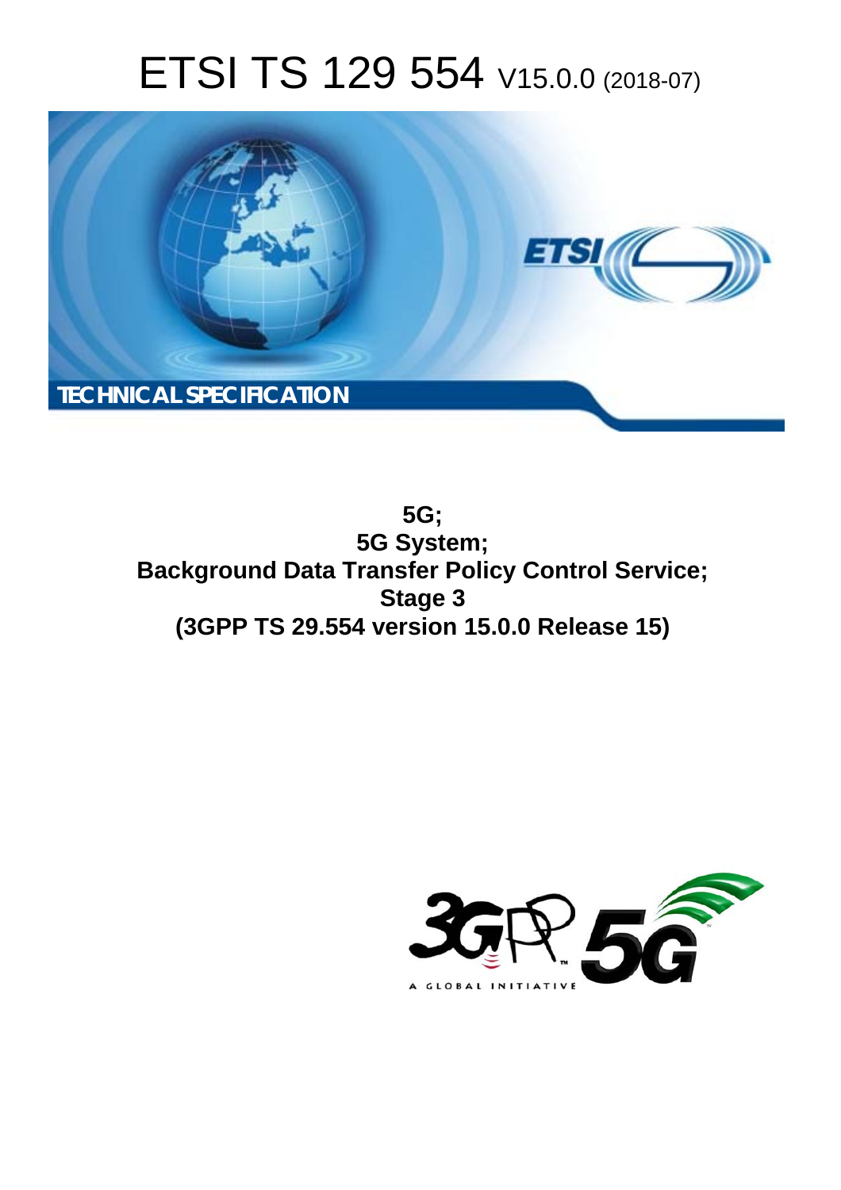# ETSI TS 129 554 V15.0.0 (2018-07)

**TECHNICAL SPECIFICATION**

**5G;**
**5G System;**
**Background Data Transfer Policy Control Service;**
**Stage 3**
**(3GPP TS 29.554 version 15.0.0 Release 15)**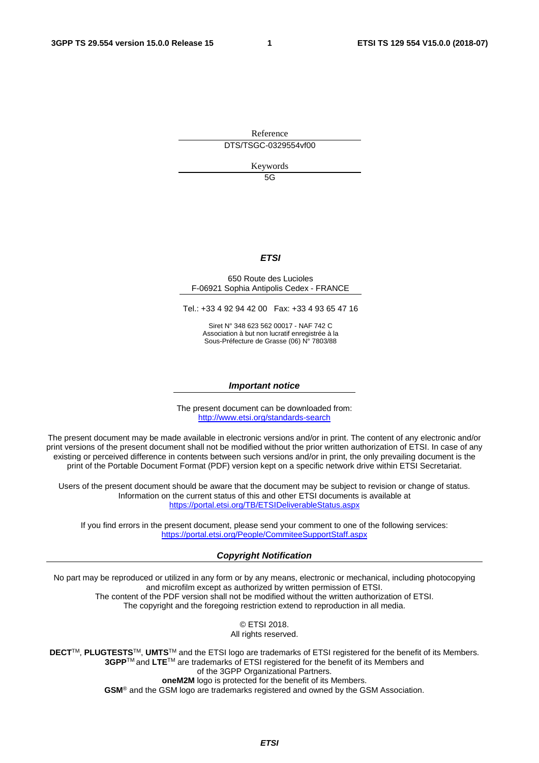Reference

DTS/TSGC-0329554vf00

Keywords

5G

***ETSI***

650 Route des Lucioles
F-06921 Sophia Antipolis Cedex - FRANCE

Tel.: +33 4 92 94 42 00   Fax: +33 4 93 65 47 16

Siret N° 348 623 562 00017 - NAF 742 C
Association à but non lucratif enregistrée à la
Sous-Préfecture de Grasse (06) N° 7803/88

***Important notice***

The present document can be downloaded from:
http://www.etsi.org/standards-search

The present document may be made available in electronic versions and/or in print. The content of any electronic and/or print versions of the present document shall not be modified without the prior written authorization of ETSI. In case of any existing or perceived difference in contents between such versions and/or in print, the only prevailing document is the print of the Portable Document Format (PDF) version kept on a specific network drive within ETSI Secretariat.

Users of the present document should be aware that the document may be subject to revision or change of status. Information on the current status of this and other ETSI documents is available at
https://portal.etsi.org/TB/ETSIDeliverableStatus.aspx

If you find errors in the present document, please send your comment to one of the following services:
https://portal.etsi.org/People/CommiteeSupportStaff.aspx

***Copyright Notification***

No part may be reproduced or utilized in any form or by any means, electronic or mechanical, including photocopying and microfilm except as authorized by written permission of ETSI.
The content of the PDF version shall not be modified without the written authorization of ETSI.
The copyright and the foregoing restriction extend to reproduction in all media.

© ETSI 2018.
All rights reserved.

**DECT**TM, **PLUGTESTS**TM, **UMTS**TM and the ETSI logo are trademarks of ETSI registered for the benefit of its Members.
**3GPP**TM and **LTE**TM are trademarks of ETSI registered for the benefit of its Members and
of the 3GPP Organizational Partners.
**oneM2M** logo is protected for the benefit of its Members.
**GSM**® and the GSM logo are trademarks registered and owned by the GSM Association.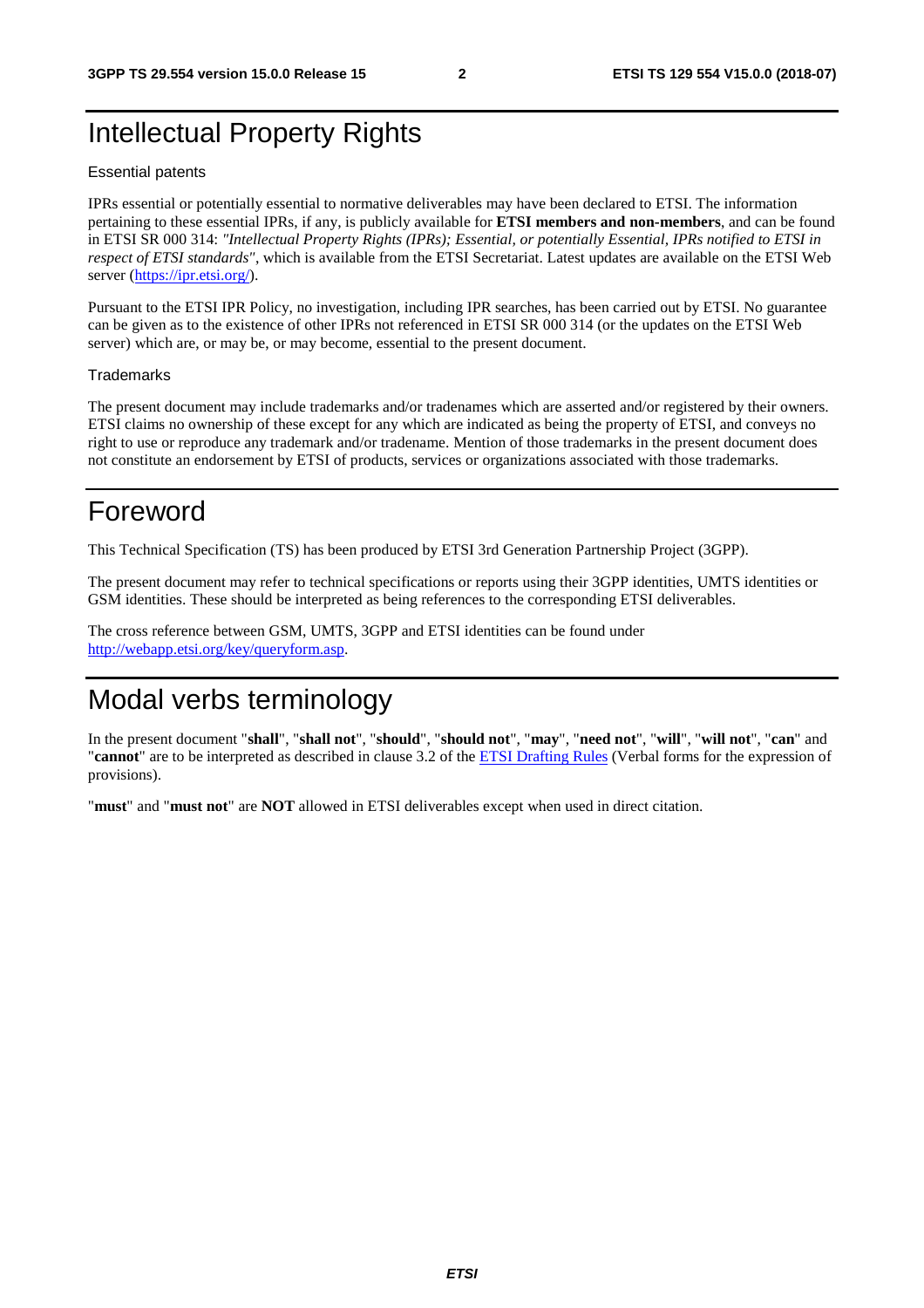# Intellectual Property Rights

Essential patents

IPRs essential or potentially essential to normative deliverables may have been declared to ETSI. The information pertaining to these essential IPRs, if any, is publicly available for **ETSI members and non-members**, and can be found in ETSI SR 000 314: *"Intellectual Property Rights (IPRs); Essential, or potentially Essential, IPRs notified to ETSI in respect of ETSI standards"*, which is available from the ETSI Secretariat. Latest updates are available on the ETSI Web server (https://ipr.etsi.org/).

Pursuant to the ETSI IPR Policy, no investigation, including IPR searches, has been carried out by ETSI. No guarantee can be given as to the existence of other IPRs not referenced in ETSI SR 000 314 (or the updates on the ETSI Web server) which are, or may be, or may become, essential to the present document.

Trademarks

The present document may include trademarks and/or tradenames which are asserted and/or registered by their owners. ETSI claims no ownership of these except for any which are indicated as being the property of ETSI, and conveys no right to use or reproduce any trademark and/or tradename. Mention of those trademarks in the present document does not constitute an endorsement by ETSI of products, services or organizations associated with those trademarks.

# Foreword

This Technical Specification (TS) has been produced by ETSI 3rd Generation Partnership Project (3GPP).

The present document may refer to technical specifications or reports using their 3GPP identities, UMTS identities or GSM identities. These should be interpreted as being references to the corresponding ETSI deliverables.

The cross reference between GSM, UMTS, 3GPP and ETSI identities can be found under http://webapp.etsi.org/key/queryform.asp.

# Modal verbs terminology

In the present document "**shall**", "**shall not**", "**should**", "**should not**", "**may**", "**need not**", "**will**", "**will not**", "**can**" and "**cannot**" are to be interpreted as described in clause 3.2 of the ETSI Drafting Rules (Verbal forms for the expression of provisions).

"**must**" and "**must not**" are **NOT** allowed in ETSI deliverables except when used in direct citation.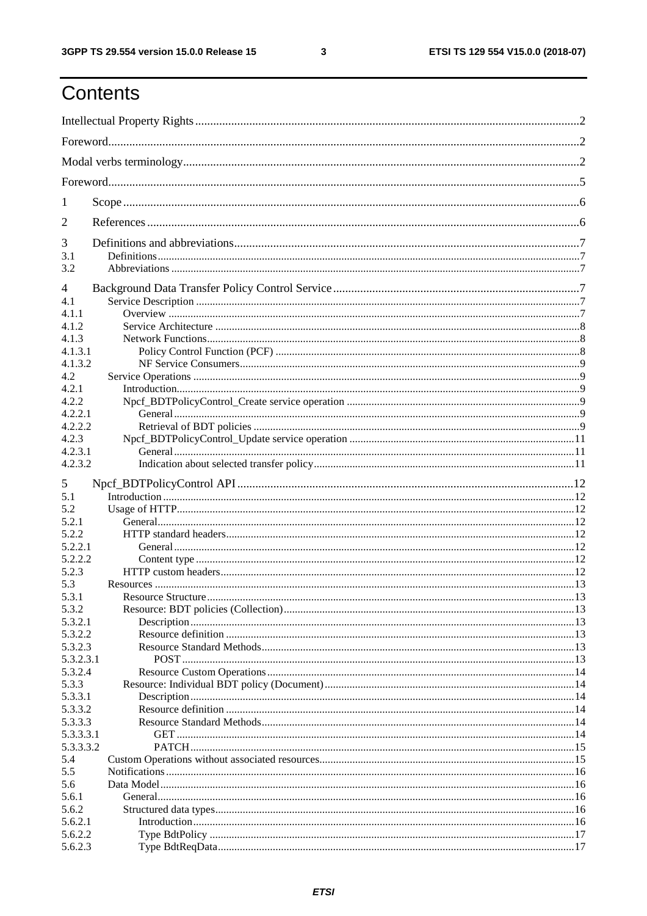# Contents

Intellectual Property Rights ........................................................................................................................2

Foreword........................................................................................................................................................2

Modal verbs terminology...............................................................................................................................2

Foreword........................................................................................................................................................5

1 Scope ........................................................................................................................................................6

2 References ................................................................................................................................................6

3 Definitions and abbreviations...................................................................................................................7
3.1 Definitions..........................................................................................................................................7
3.2 Abbreviations .....................................................................................................................................7

4 Background Data Transfer Policy Control Service ..................................................................................7
4.1 Service Description ............................................................................................................................7
4.1.1 Overview .......................................................................................................................................7
4.1.2 Service Architecture ......................................................................................................................8
4.1.3 Network Functions.........................................................................................................................8
4.1.3.1 Policy Control Function (PCF) ..................................................................................................8
4.1.3.2 NF Service Consumers...............................................................................................................9
4.2 Service Operations ..............................................................................................................................9
4.2.1 Introduction....................................................................................................................................9
4.2.2 Npcf_BDTPolicyControl_Create service operation ......................................................................9
4.2.2.1 General.......................................................................................................................................9
4.2.2.2 Retrieval of BDT policies ..........................................................................................................9
4.2.3 Npcf_BDTPolicyControl_Update service operation ....................................................................11
4.2.3.1 General.....................................................................................................................................11
4.2.3.2 Indication about selected transfer policy..................................................................................11

5 Npcf_BDTPolicyControl API ................................................................................................................12
5.1 Introduction ......................................................................................................................................12
5.2 Usage of HTTP.................................................................................................................................12
5.2.1 General.........................................................................................................................................12
5.2.2 HTTP standard headers................................................................................................................12
5.2.2.1 General.....................................................................................................................................12
5.2.2.2 Content type .............................................................................................................................12
5.2.3 HTTP custom headers..................................................................................................................12
5.3 Resources .........................................................................................................................................13
5.3.1 Resource Structure.......................................................................................................................13
5.3.2 Resource: BDT policies (Collection)...........................................................................................13
5.3.2.1 Description...............................................................................................................................13
5.3.2.2 Resource definition ..................................................................................................................13
5.3.2.3 Resource Standard Methods.....................................................................................................13
5.3.2.3.1 POST ..................................................................................................................................13
5.3.2.4 Resource Custom Operations...................................................................................................14
5.3.3 Resource: Individual BDT policy (Document)............................................................................14
5.3.3.1 Description...............................................................................................................................14
5.3.3.2 Resource definition ..................................................................................................................14
5.3.3.3 Resource Standard Methods.....................................................................................................14
5.3.3.3.1 GET ....................................................................................................................................14
5.3.3.3.2 PATCH...............................................................................................................................15
5.4 Custom Operations without associated resources.............................................................................15
5.5 Notifications .....................................................................................................................................16
5.6 Data Model .......................................................................................................................................16
5.6.1 General.........................................................................................................................................16
5.6.2 Structured data types....................................................................................................................16
5.6.2.1 Introduction..............................................................................................................................16
5.6.2.2 Type BdtPolicy ........................................................................................................................17
5.6.2.3 Type BdtReqData.....................................................................................................................17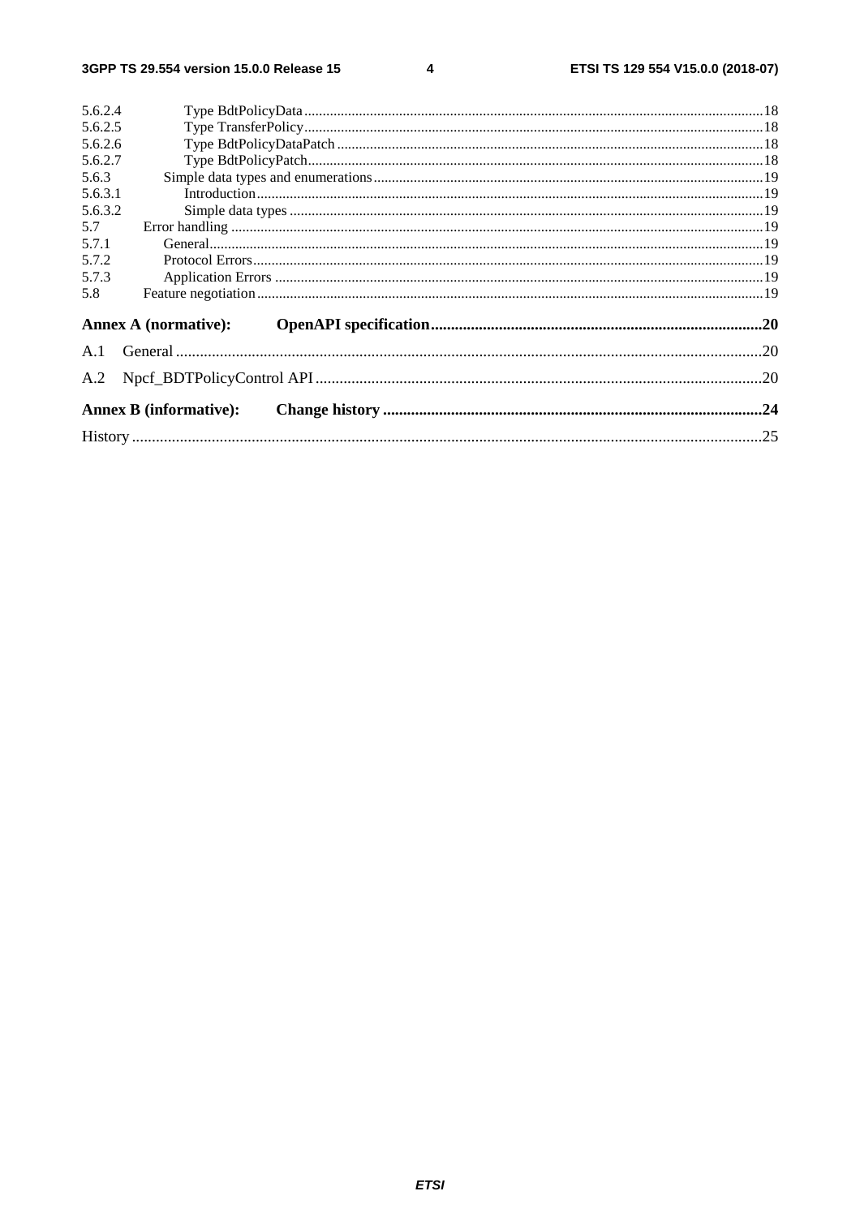5.6.2.4 Type BdtPolicyData .......................................................................................................................................18
5.6.2.5 Type TransferPolicy .......................................................................................................................................18
5.6.2.6 Type BdtPolicyDataPatch ...............................................................................................................................18
5.6.2.7 Type BdtPolicyPatch.......................................................................................................................................18
5.6.3 Simple data types and enumerations....................................................................................................................19
5.6.3.1 Introduction...................................................................................................................................................19
5.6.3.2 Simple data types ...........................................................................................................................................19
5.7 Error handling ...........................................................................................................................................................19
5.7.1 General.................................................................................................................................................................19
5.7.2 Protocol Errors.....................................................................................................................................................19
5.7.3 Application Errors ...............................................................................................................................................19
5.8 Feature negotiation....................................................................................................................................................19

**Annex A (normative): OpenAPI specification.................................................................................20**

A.1 General ..................................................................................................................................................20

A.2 Npcf_BDTPolicyControl API ..............................................................................................................20

**Annex B (informative): Change history ............................................................................................24**

History ..............................................................................................................................................................25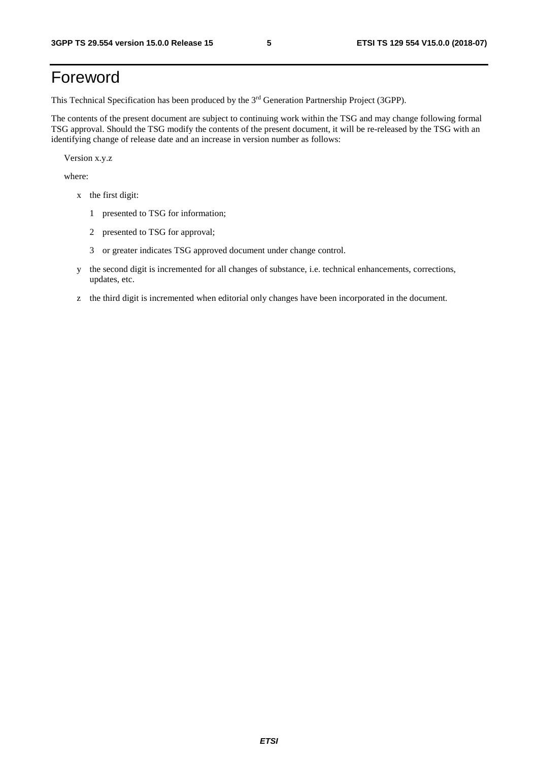# Foreword

This Technical Specification has been produced by the 3rd Generation Partnership Project (3GPP).

The contents of the present document are subject to continuing work within the TSG and may change following formal TSG approval. Should the TSG modify the contents of the present document, it will be re-released by the TSG with an identifying change of release date and an increase in version number as follows:

Version x.y.z

where:

- x the first digit:
  - 1 presented to TSG for information;
  - 2 presented to TSG for approval;
  - 3 or greater indicates TSG approved document under change control.
- y the second digit is incremented for all changes of substance, i.e. technical enhancements, corrections, updates, etc.
- z the third digit is incremented when editorial only changes have been incorporated in the document.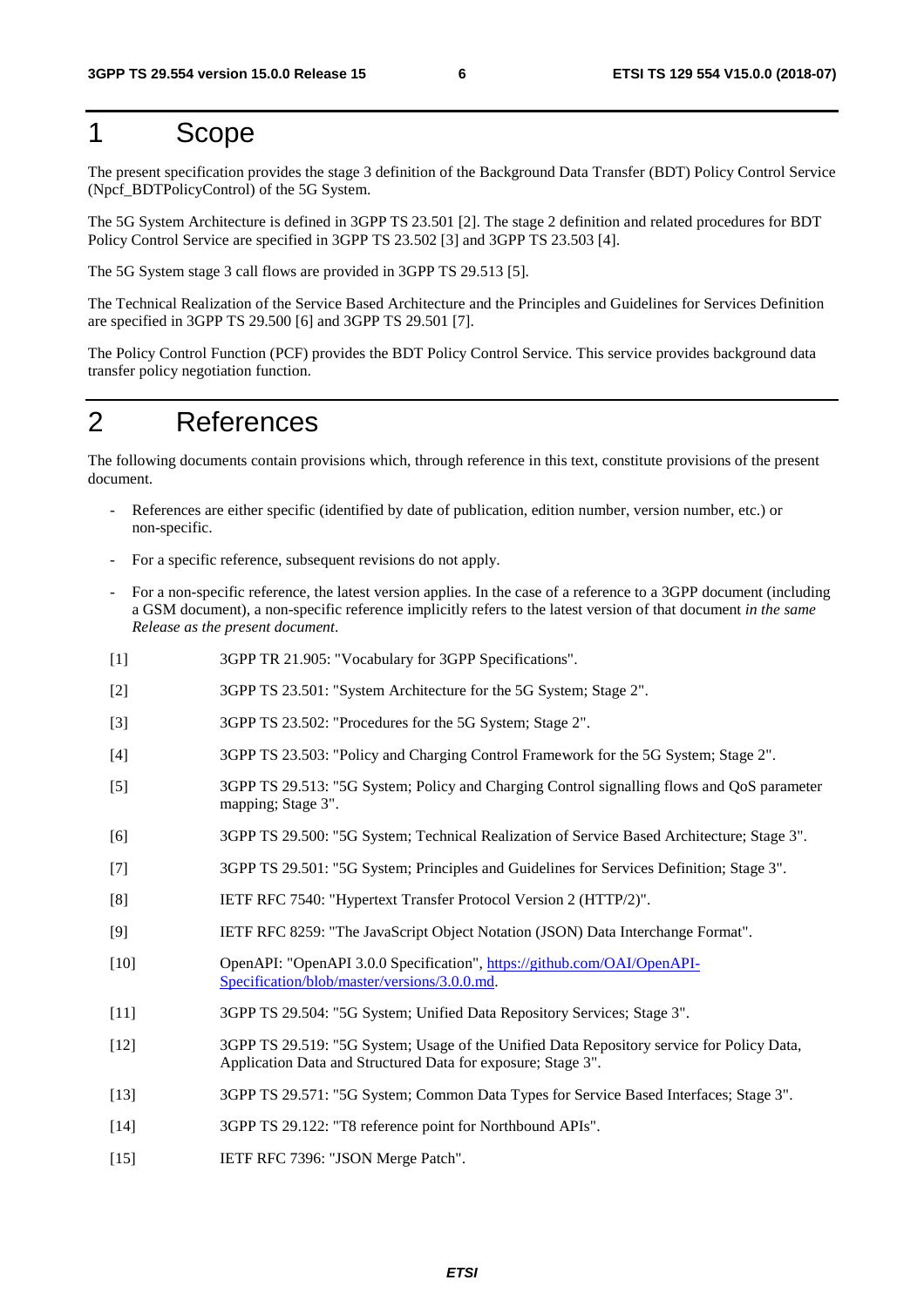# 1 Scope

The present specification provides the stage 3 definition of the Background Data Transfer (BDT) Policy Control Service (Npcf_BDTPolicyControl) of the 5G System.

The 5G System Architecture is defined in 3GPP TS 23.501 [2]. The stage 2 definition and related procedures for BDT Policy Control Service are specified in 3GPP TS 23.502 [3] and 3GPP TS 23.503 [4].

The 5G System stage 3 call flows are provided in 3GPP TS 29.513 [5].

The Technical Realization of the Service Based Architecture and the Principles and Guidelines for Services Definition are specified in 3GPP TS 29.500 [6] and 3GPP TS 29.501 [7].

The Policy Control Function (PCF) provides the BDT Policy Control Service. This service provides background data transfer policy negotiation function.

# 2 References

The following documents contain provisions which, through reference in this text, constitute provisions of the present document.

- References are either specific (identified by date of publication, edition number, version number, etc.) or non-specific.
- For a specific reference, subsequent revisions do not apply.
- For a non-specific reference, the latest version applies. In the case of a reference to a 3GPP document (including a GSM document), a non-specific reference implicitly refers to the latest version of that document *in the same Release as the present document*.

[1] 3GPP TR 21.905: "Vocabulary for 3GPP Specifications".

[2] 3GPP TS 23.501: "System Architecture for the 5G System; Stage 2".

[3] 3GPP TS 23.502: "Procedures for the 5G System; Stage 2".

[4] 3GPP TS 23.503: "Policy and Charging Control Framework for the 5G System; Stage 2".

[5] 3GPP TS 29.513: "5G System; Policy and Charging Control signalling flows and QoS parameter mapping; Stage 3".

[6] 3GPP TS 29.500: "5G System; Technical Realization of Service Based Architecture; Stage 3".

[7] 3GPP TS 29.501: "5G System; Principles and Guidelines for Services Definition; Stage 3".

[8] IETF RFC 7540: "Hypertext Transfer Protocol Version 2 (HTTP/2)".

[9] IETF RFC 8259: "The JavaScript Object Notation (JSON) Data Interchange Format".

[10] OpenAPI: "OpenAPI 3.0.0 Specification", https://github.com/OAI/OpenAPI-Specification/blob/master/versions/3.0.0.md.

[11] 3GPP TS 29.504: "5G System; Unified Data Repository Services; Stage 3".

[12] 3GPP TS 29.519: "5G System; Usage of the Unified Data Repository service for Policy Data, Application Data and Structured Data for exposure; Stage 3".

[13] 3GPP TS 29.571: "5G System; Common Data Types for Service Based Interfaces; Stage 3".

[14] 3GPP TS 29.122: "T8 reference point for Northbound APIs".

[15] IETF RFC 7396: "JSON Merge Patch".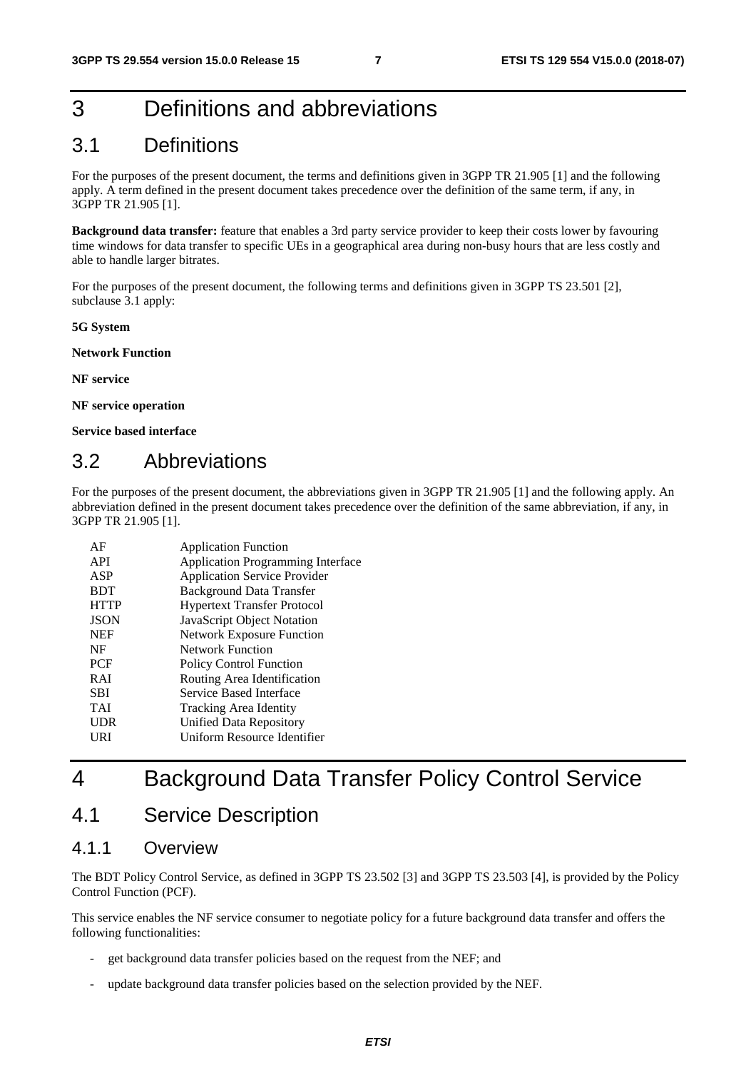# 3 Definitions and abbreviations

## 3.1 Definitions

For the purposes of the present document, the terms and definitions given in 3GPP TR 21.905 [1] and the following apply. A term defined in the present document takes precedence over the definition of the same term, if any, in 3GPP TR 21.905 [1].

**Background data transfer:** feature that enables a 3rd party service provider to keep their costs lower by favouring time windows for data transfer to specific UEs in a geographical area during non-busy hours that are less costly and able to handle larger bitrates.

For the purposes of the present document, the following terms and definitions given in 3GPP TS 23.501 [2], subclause 3.1 apply:

**5G System**

**Network Function**

**NF service**

**NF service operation**

**Service based interface**

## 3.2 Abbreviations

For the purposes of the present document, the abbreviations given in 3GPP TR 21.905 [1] and the following apply. An abbreviation defined in the present document takes precedence over the definition of the same abbreviation, if any, in 3GPP TR 21.905 [1].

| | |
|---|---|
| AF | Application Function |
| API | Application Programming Interface |
| ASP | Application Service Provider |
| BDT | Background Data Transfer |
| HTTP | Hypertext Transfer Protocol |
| JSON | JavaScript Object Notation |
| NEF | Network Exposure Function |
| NF | Network Function |
| PCF | Policy Control Function |
| RAI | Routing Area Identification |
| SBI | Service Based Interface |
| TAI | Tracking Area Identity |
| UDR | Unified Data Repository |
| URI | Uniform Resource Identifier |

# 4 Background Data Transfer Policy Control Service

## 4.1 Service Description

### 4.1.1 Overview

The BDT Policy Control Service, as defined in 3GPP TS 23.502 [3] and 3GPP TS 23.503 [4], is provided by the Policy Control Function (PCF).

This service enables the NF service consumer to negotiate policy for a future background data transfer and offers the following functionalities:

- get background data transfer policies based on the request from the NEF; and
- update background data transfer policies based on the selection provided by the NEF.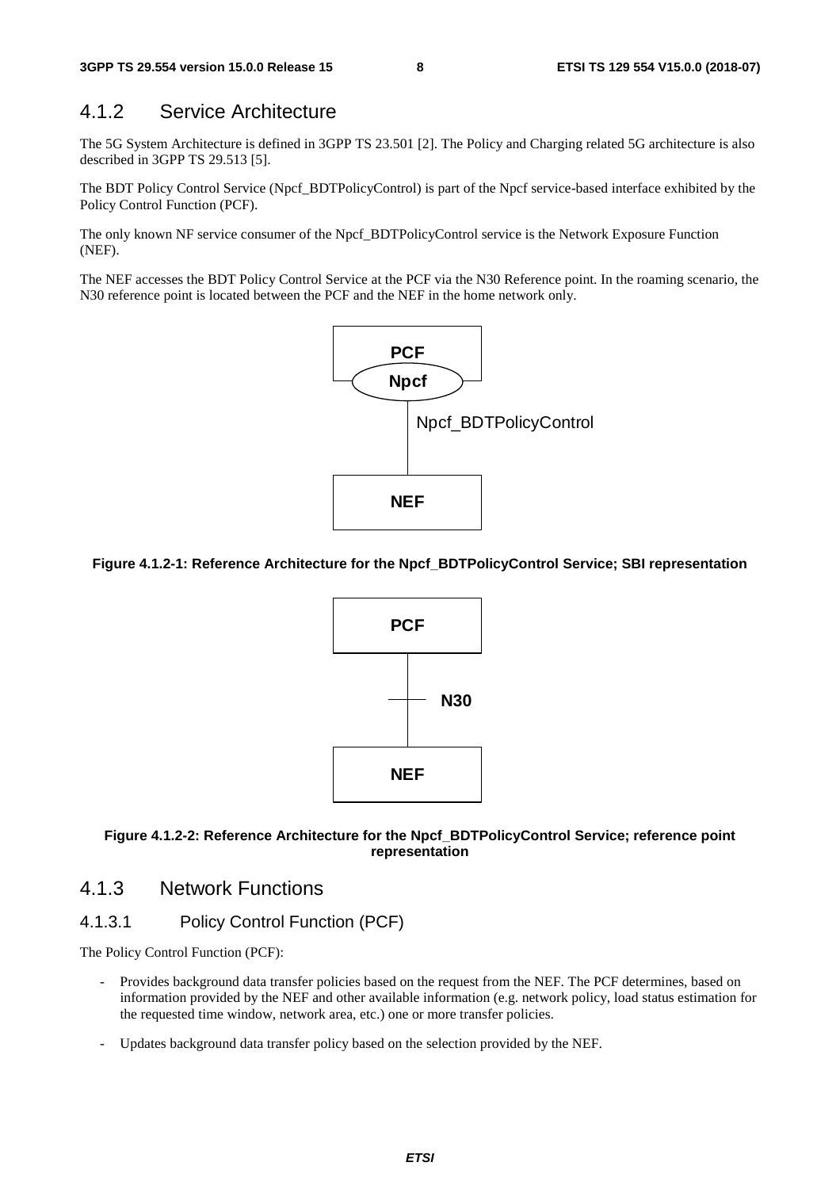### 4.1.2 Service Architecture

The 5G System Architecture is defined in 3GPP TS 23.501 [2]. The Policy and Charging related 5G architecture is also described in 3GPP TS 29.513 [5].

The BDT Policy Control Service (Npcf_BDTPolicyControl) is part of the Npcf service-based interface exhibited by the Policy Control Function (PCF).

The only known NF service consumer of the Npcf_BDTPolicyControl service is the Network Exposure Function (NEF).

The NEF accesses the BDT Policy Control Service at the PCF via the N30 Reference point. In the roaming scenario, the N30 reference point is located between the PCF and the NEF in the home network only.

**Figure 4.1.2-1: Reference Architecture for the Npcf_BDTPolicyControl Service; SBI representation**

**Figure 4.1.2-2: Reference Architecture for the Npcf_BDTPolicyControl Service; reference point representation**

### 4.1.3 Network Functions

#### 4.1.3.1 Policy Control Function (PCF)

The Policy Control Function (PCF):

- Provides background data transfer policies based on the request from the NEF. The PCF determines, based on information provided by the NEF and other available information (e.g. network policy, load status estimation for the requested time window, network area, etc.) one or more transfer policies.
- Updates background data transfer policy based on the selection provided by the NEF.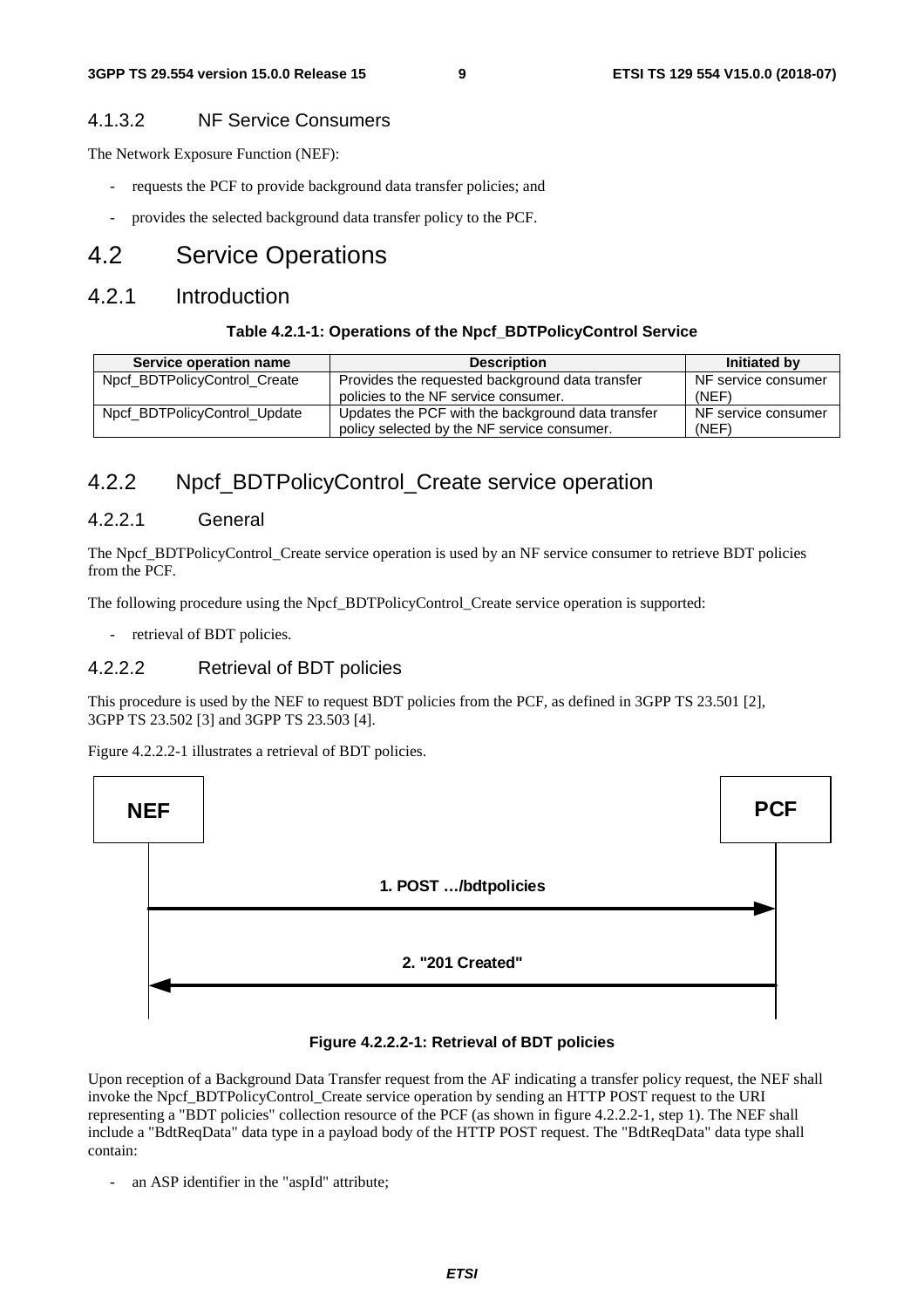#### 4.1.3.2 NF Service Consumers

The Network Exposure Function (NEF):

- requests the PCF to provide background data transfer policies; and
- provides the selected background data transfer policy to the PCF.

## 4.2 Service Operations

### 4.2.1 Introduction

**Table 4.2.1-1: Operations of the Npcf_BDTPolicyControl Service**

| Service operation name | Description | Initiated by |
|---|---|---|
| Npcf_BDTPolicyControl_Create | Provides the requested background data transfer policies to the NF service consumer. | NF service consumer (NEF) |
| Npcf_BDTPolicyControl_Update | Updates the PCF with the background data transfer policy selected by the NF service consumer. | NF service consumer (NEF) |

### 4.2.2 Npcf_BDTPolicyControl_Create service operation

#### 4.2.2.1 General

The Npcf_BDTPolicyControl_Create service operation is used by an NF service consumer to retrieve BDT policies from the PCF.

The following procedure using the Npcf_BDTPolicyControl_Create service operation is supported:

- retrieval of BDT policies.

#### 4.2.2.2 Retrieval of BDT policies

This procedure is used by the NEF to request BDT policies from the PCF, as defined in 3GPP TS 23.501 [2], 3GPP TS 23.502 [3] and 3GPP TS 23.503 [4].

Figure 4.2.2.2-1 illustrates a retrieval of BDT policies.

NEF → PCF: 1. POST …/bdtpolicies

PCF → NEF: 2. "201 Created"

**Figure 4.2.2.2-1: Retrieval of BDT policies**

Upon reception of a Background Data Transfer request from the AF indicating a transfer policy request, the NEF shall invoke the Npcf_BDTPolicyControl_Create service operation by sending an HTTP POST request to the URI representing a "BDT policies" collection resource of the PCF (as shown in figure 4.2.2.2-1, step 1). The NEF shall include a "BdtReqData" data type in a payload body of the HTTP POST request. The "BdtReqData" data type shall contain:

- an ASP identifier in the "aspId" attribute;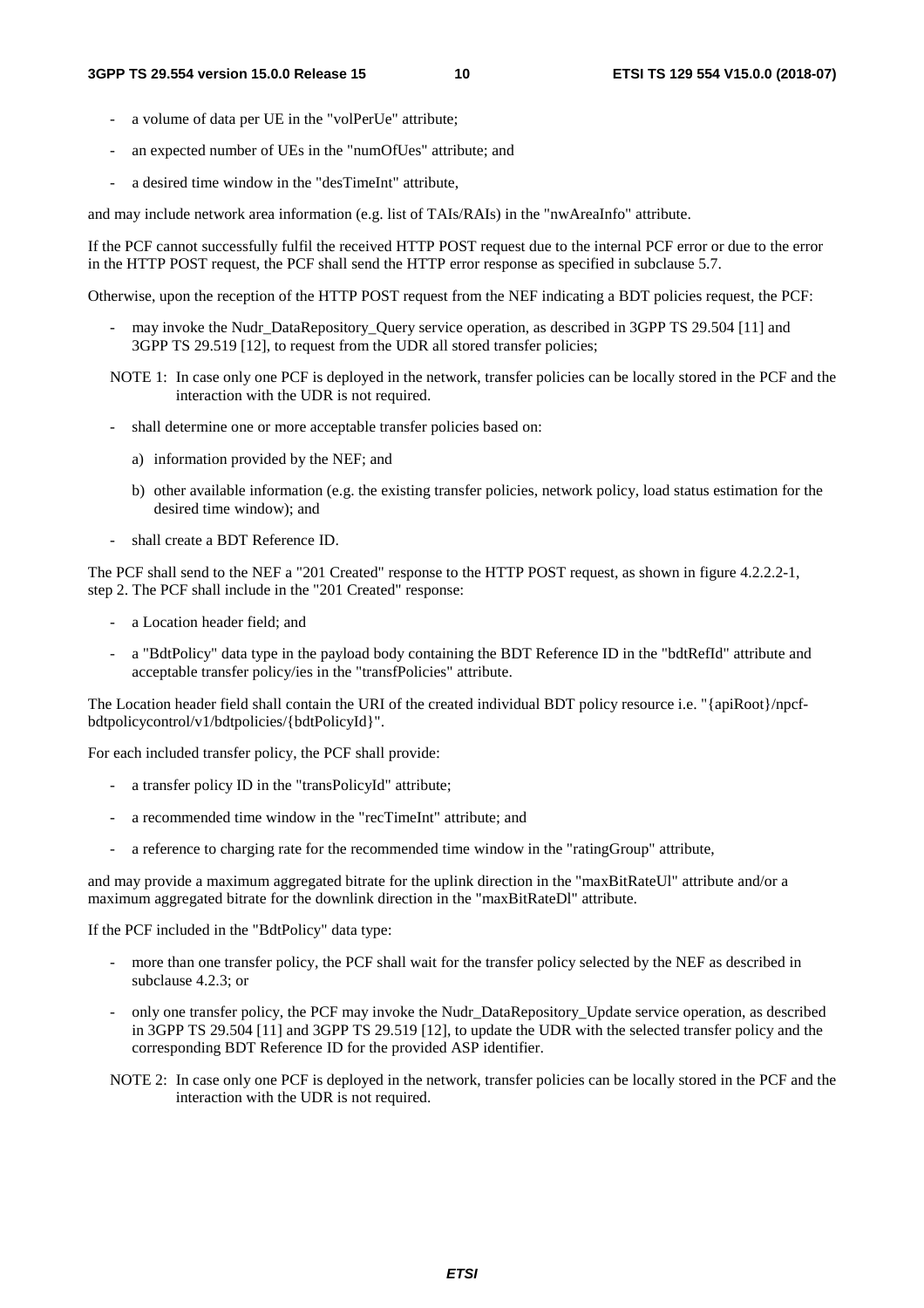- a volume of data per UE in the "volPerUe" attribute;
- an expected number of UEs in the "numOfUes" attribute; and
- a desired time window in the "desTimeInt" attribute,

and may include network area information (e.g. list of TAIs/RAIs) in the "nwAreaInfo" attribute.

If the PCF cannot successfully fulfil the received HTTP POST request due to the internal PCF error or due to the error in the HTTP POST request, the PCF shall send the HTTP error response as specified in subclause 5.7.

Otherwise, upon the reception of the HTTP POST request from the NEF indicating a BDT policies request, the PCF:

- may invoke the Nudr_DataRepository_Query service operation, as described in 3GPP TS 29.504 [11] and 3GPP TS 29.519 [12], to request from the UDR all stored transfer policies;

NOTE 1: In case only one PCF is deployed in the network, transfer policies can be locally stored in the PCF and the interaction with the UDR is not required.

- shall determine one or more acceptable transfer policies based on:
  - a) information provided by the NEF; and
  - b) other available information (e.g. the existing transfer policies, network policy, load status estimation for the desired time window); and
- shall create a BDT Reference ID.

The PCF shall send to the NEF a "201 Created" response to the HTTP POST request, as shown in figure 4.2.2.2-1, step 2. The PCF shall include in the "201 Created" response:

- a Location header field; and
- a "BdtPolicy" data type in the payload body containing the BDT Reference ID in the "bdtRefId" attribute and acceptable transfer policy/ies in the "transfPolicies" attribute.

The Location header field shall contain the URI of the created individual BDT policy resource i.e. "{apiRoot}/npcf-bdtpolicycontrol/v1/bdtpolicies/{bdtPolicyId}".

For each included transfer policy, the PCF shall provide:

- a transfer policy ID in the "transPolicyId" attribute;
- a recommended time window in the "recTimeInt" attribute; and
- a reference to charging rate for the recommended time window in the "ratingGroup" attribute,

and may provide a maximum aggregated bitrate for the uplink direction in the "maxBitRateUl" attribute and/or a maximum aggregated bitrate for the downlink direction in the "maxBitRateDl" attribute.

If the PCF included in the "BdtPolicy" data type:

- more than one transfer policy, the PCF shall wait for the transfer policy selected by the NEF as described in subclause 4.2.3; or
- only one transfer policy, the PCF may invoke the Nudr_DataRepository_Update service operation, as described in 3GPP TS 29.504 [11] and 3GPP TS 29.519 [12], to update the UDR with the selected transfer policy and the corresponding BDT Reference ID for the provided ASP identifier.

NOTE 2: In case only one PCF is deployed in the network, transfer policies can be locally stored in the PCF and the interaction with the UDR is not required.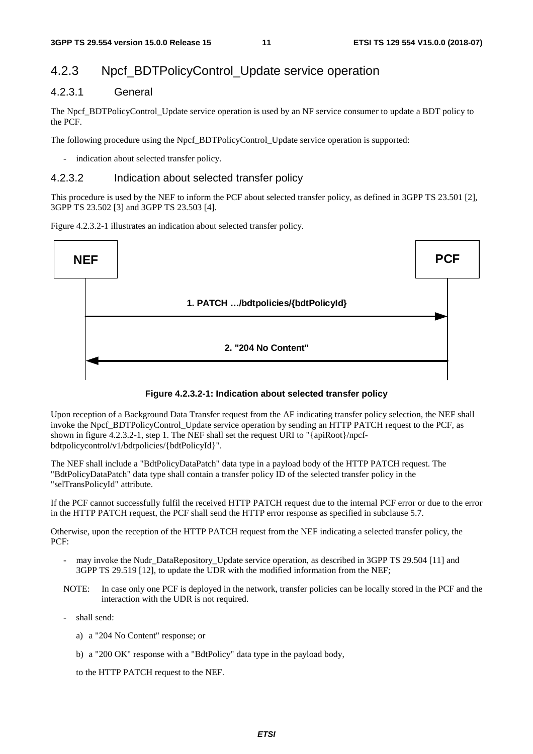## 4.2.3 Npcf_BDTPolicyControl_Update service operation

### 4.2.3.1 General

The Npcf_BDTPolicyControl_Update service operation is used by an NF service consumer to update a BDT policy to the PCF.

The following procedure using the Npcf_BDTPolicyControl_Update service operation is supported:

- indication about selected transfer policy.

### 4.2.3.2 Indication about selected transfer policy

This procedure is used by the NEF to inform the PCF about selected transfer policy, as defined in 3GPP TS 23.501 [2], 3GPP TS 23.502 [3] and 3GPP TS 23.503 [4].

Figure 4.2.3.2-1 illustrates an indication about selected transfer policy.

NEF → PCF: 1. PATCH …/bdtpolicies/{bdtPolicyId}

PCF → NEF: 2. "204 No Content"

**Figure 4.2.3.2-1: Indication about selected transfer policy**

Upon reception of a Background Data Transfer request from the AF indicating transfer policy selection, the NEF shall invoke the Npcf_BDTPolicyControl_Update service operation by sending an HTTP PATCH request to the PCF, as shown in figure 4.2.3.2-1, step 1. The NEF shall set the request URI to "{apiRoot}/npcf-bdtpolicycontrol/v1/bdtpolicies/{bdtPolicyId}".

The NEF shall include a "BdtPolicyDataPatch" data type in a payload body of the HTTP PATCH request. The "BdtPolicyDataPatch" data type shall contain a transfer policy ID of the selected transfer policy in the "selTransPolicyId" attribute.

If the PCF cannot successfully fulfil the received HTTP PATCH request due to the internal PCF error or due to the error in the HTTP PATCH request, the PCF shall send the HTTP error response as specified in subclause 5.7.

Otherwise, upon the reception of the HTTP PATCH request from the NEF indicating a selected transfer policy, the PCF:

- may invoke the Nudr_DataRepository_Update service operation, as described in 3GPP TS 29.504 [11] and 3GPP TS 29.519 [12], to update the UDR with the modified information from the NEF;

NOTE: In case only one PCF is deployed in the network, transfer policies can be locally stored in the PCF and the interaction with the UDR is not required.

- shall send:

  a) a "204 No Content" response; or

  b) a "200 OK" response with a "BdtPolicy" data type in the payload body,

  to the HTTP PATCH request to the NEF.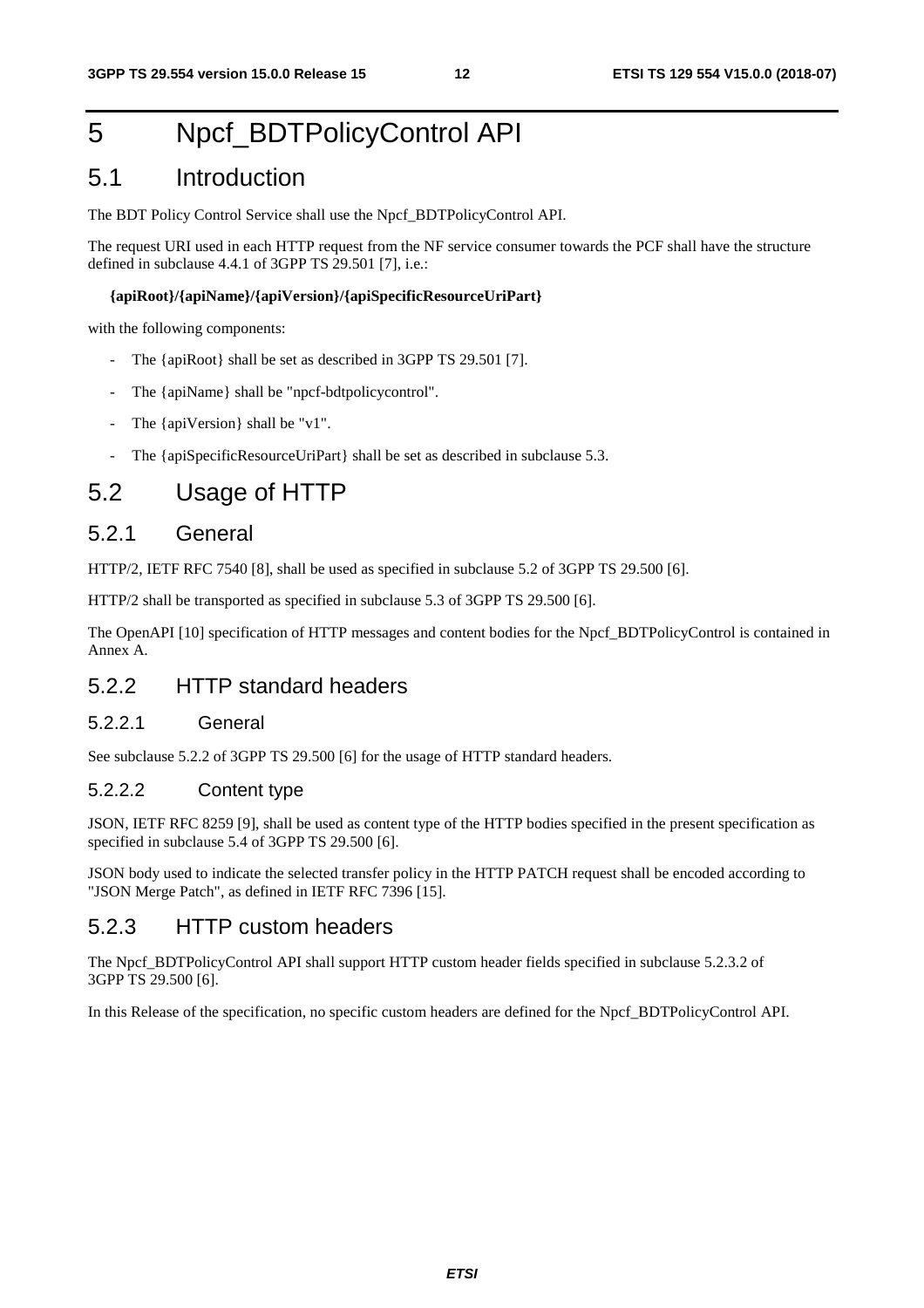# 5 Npcf_BDTPolicyControl API

## 5.1 Introduction

The BDT Policy Control Service shall use the Npcf_BDTPolicyControl API.

The request URI used in each HTTP request from the NF service consumer towards the PCF shall have the structure defined in subclause 4.4.1 of 3GPP TS 29.501 [7], i.e.:

**{apiRoot}/{apiName}/{apiVersion}/{apiSpecificResourceUriPart}**

with the following components:

- The {apiRoot} shall be set as described in 3GPP TS 29.501 [7].
- The {apiName} shall be "npcf-bdtpolicycontrol".
- The {apiVersion} shall be "v1".
- The {apiSpecificResourceUriPart} shall be set as described in subclause 5.3.

## 5.2 Usage of HTTP

### 5.2.1 General

HTTP/2, IETF RFC 7540 [8], shall be used as specified in subclause 5.2 of 3GPP TS 29.500 [6].

HTTP/2 shall be transported as specified in subclause 5.3 of 3GPP TS 29.500 [6].

The OpenAPI [10] specification of HTTP messages and content bodies for the Npcf_BDTPolicyControl is contained in Annex A.

### 5.2.2 HTTP standard headers

#### 5.2.2.1 General

See subclause 5.2.2 of 3GPP TS 29.500 [6] for the usage of HTTP standard headers.

#### 5.2.2.2 Content type

JSON, IETF RFC 8259 [9], shall be used as content type of the HTTP bodies specified in the present specification as specified in subclause 5.4 of 3GPP TS 29.500 [6].

JSON body used to indicate the selected transfer policy in the HTTP PATCH request shall be encoded according to "JSON Merge Patch", as defined in IETF RFC 7396 [15].

### 5.2.3 HTTP custom headers

The Npcf_BDTPolicyControl API shall support HTTP custom header fields specified in subclause 5.2.3.2 of 3GPP TS 29.500 [6].

In this Release of the specification, no specific custom headers are defined for the Npcf_BDTPolicyControl API.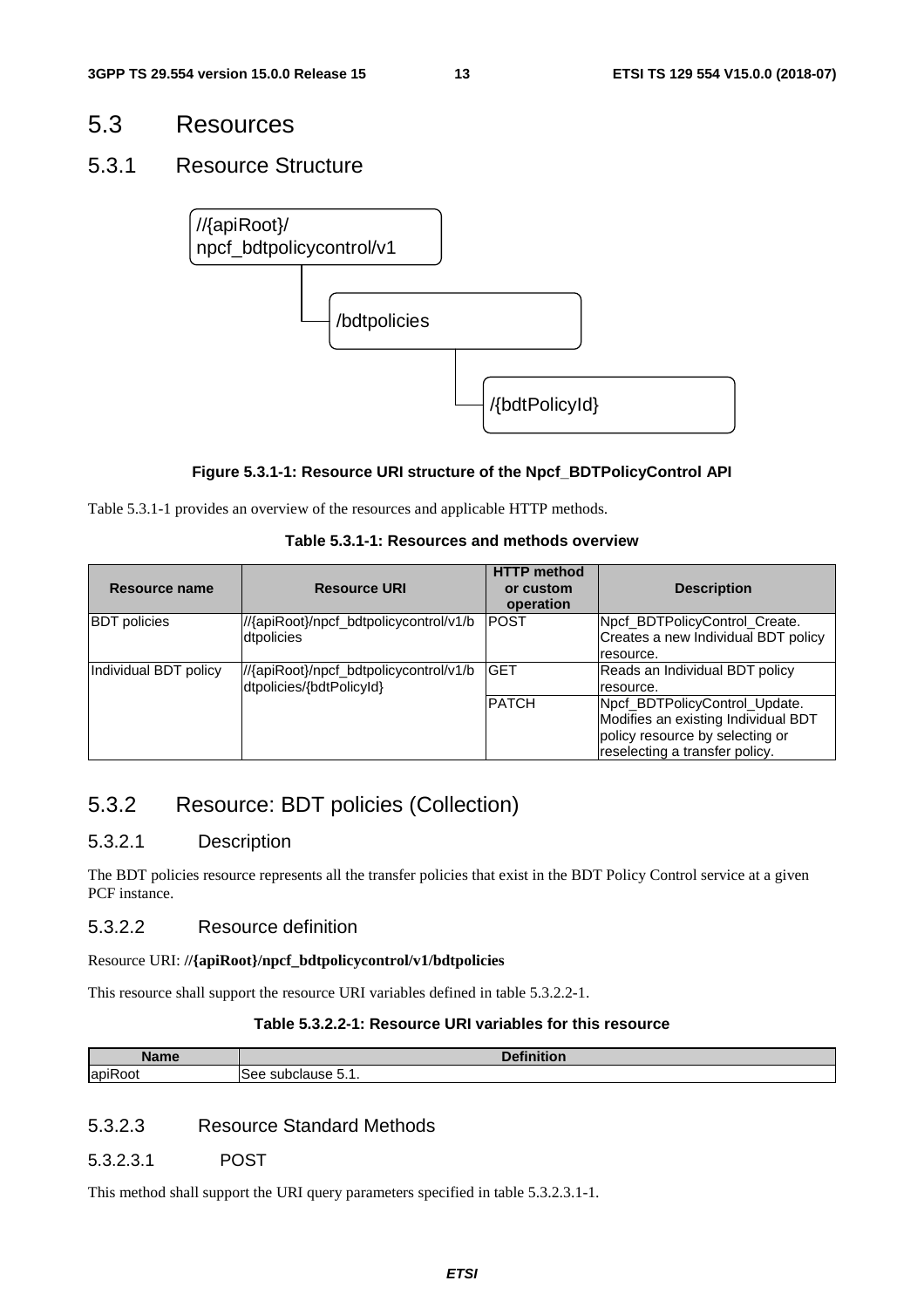## 5.3 Resources

### 5.3.1 Resource Structure

//{apiRoot}/npcf_bdtpolicycontrol/v1

/bdtpolicies

/{bdtPolicyId}

**Figure 5.3.1-1: Resource URI structure of the Npcf_BDTPolicyControl API**

Table 5.3.1-1 provides an overview of the resources and applicable HTTP methods.

**Table 5.3.1-1: Resources and methods overview**

| Resource name | Resource URI | HTTP method or custom operation | Description |
|---|---|---|---|
| BDT policies | //{apiRoot}/npcf_bdtpolicycontrol/v1/bdtpolicies | POST | Npcf_BDTPolicyControl_Create. Creates a new Individual BDT policy resource. |
| Individual BDT policy | //{apiRoot}/npcf_bdtpolicycontrol/v1/bdtpolicies/{bdtPolicyId} | GET | Reads an Individual BDT policy resource. |
| | | PATCH | Npcf_BDTPolicyControl_Update. Modifies an existing Individual BDT policy resource by selecting or reselecting a transfer policy. |

### 5.3.2 Resource: BDT policies (Collection)

#### 5.3.2.1 Description

The BDT policies resource represents all the transfer policies that exist in the BDT Policy Control service at a given PCF instance.

#### 5.3.2.2 Resource definition

Resource URI: **//{apiRoot}/npcf_bdtpolicycontrol/v1/bdtpolicies**

This resource shall support the resource URI variables defined in table 5.3.2.2-1.

**Table 5.3.2.2-1: Resource URI variables for this resource**

| Name | Definition |
|---|---|
| apiRoot | See subclause 5.1. |

#### 5.3.2.3 Resource Standard Methods

##### 5.3.2.3.1 POST

This method shall support the URI query parameters specified in table 5.3.2.3.1-1.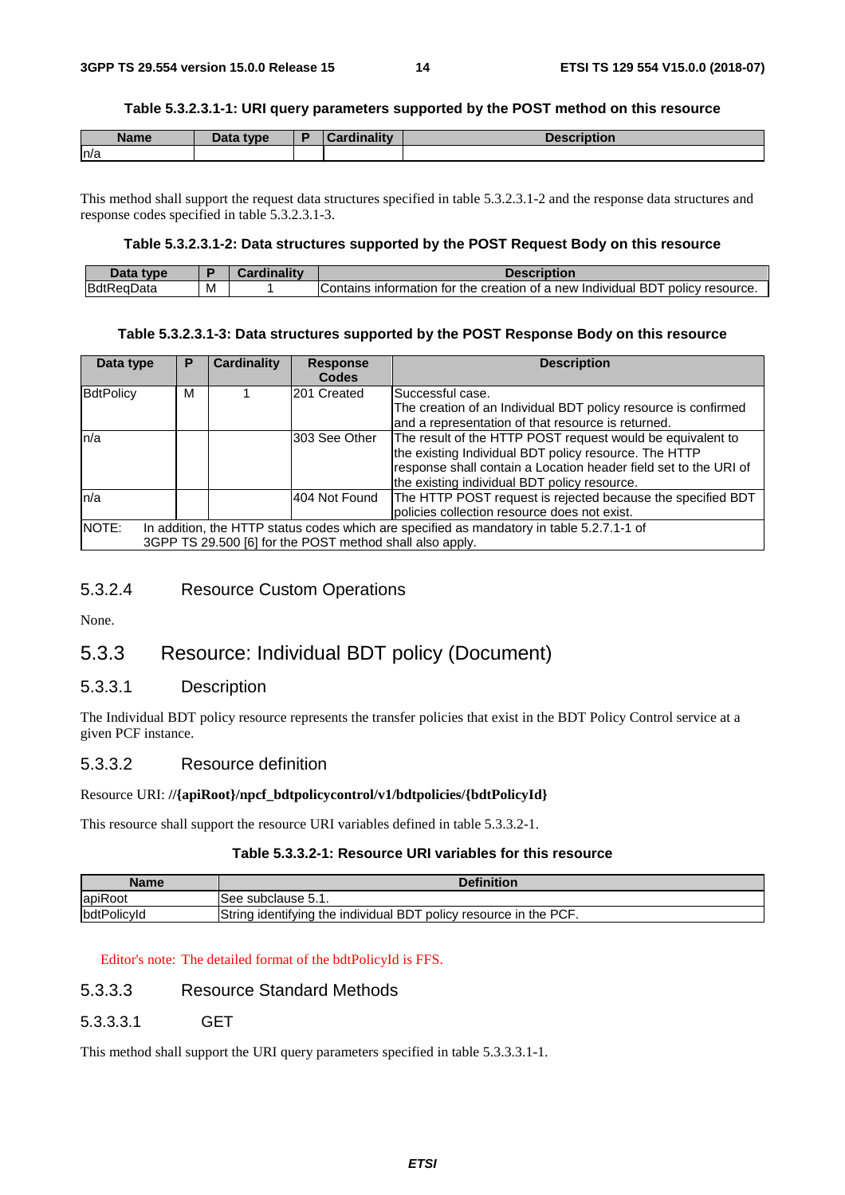**Table 5.3.2.3.1-1: URI query parameters supported by the POST method on this resource**

| Name | Data type | P | Cardinality | Description |
| --- | --- | --- | --- | --- |
| n/a | | | | |

This method shall support the request data structures specified in table 5.3.2.3.1-2 and the response data structures and response codes specified in table 5.3.2.3.1-3.

**Table 5.3.2.3.1-2: Data structures supported by the POST Request Body on this resource**

| Data type | P | Cardinality | Description |
| --- | --- | --- | --- |
| BdtReqData | M | 1 | Contains information for the creation of a new Individual BDT policy resource. |

**Table 5.3.2.3.1-3: Data structures supported by the POST Response Body on this resource**

| Data type | P | Cardinality | Response Codes | Description |
| --- | --- | --- | --- | --- |
| BdtPolicy | M | 1 | 201 Created | Successful case. The creation of an Individual BDT policy resource is confirmed and a representation of that resource is returned. |
| n/a | | | 303 See Other | The result of the HTTP POST request would be equivalent to the existing Individual BDT policy resource. The HTTP response shall contain a Location header field set to the URI of the existing individual BDT policy resource. |
| n/a | | | 404 Not Found | The HTTP POST request is rejected because the specified BDT policies collection resource does not exist. |
| NOTE: In addition, the HTTP status codes which are specified as mandatory in table 5.2.7.1-1 of 3GPP TS 29.500 [6] for the POST method shall also apply. | | | | |

### 5.3.2.4 Resource Custom Operations

None.

## 5.3.3 Resource: Individual BDT policy (Document)

### 5.3.3.1 Description

The Individual BDT policy resource represents the transfer policies that exist in the BDT Policy Control service at a given PCF instance.

### 5.3.3.2 Resource definition

Resource URI: **//{apiRoot}/npcf_bdtpolicycontrol/v1/bdtpolicies/{bdtPolicyId}**

This resource shall support the resource URI variables defined in table 5.3.3.2-1.

**Table 5.3.3.2-1: Resource URI variables for this resource**

| Name | Definition |
| --- | --- |
| apiRoot | See subclause 5.1. |
| bdtPolicyId | String identifying the individual BDT policy resource in the PCF. |

Editor's note: The detailed format of the bdtPolicyId is FFS.

### 5.3.3.3 Resource Standard Methods

#### 5.3.3.3.1 GET

This method shall support the URI query parameters specified in table 5.3.3.3.1-1.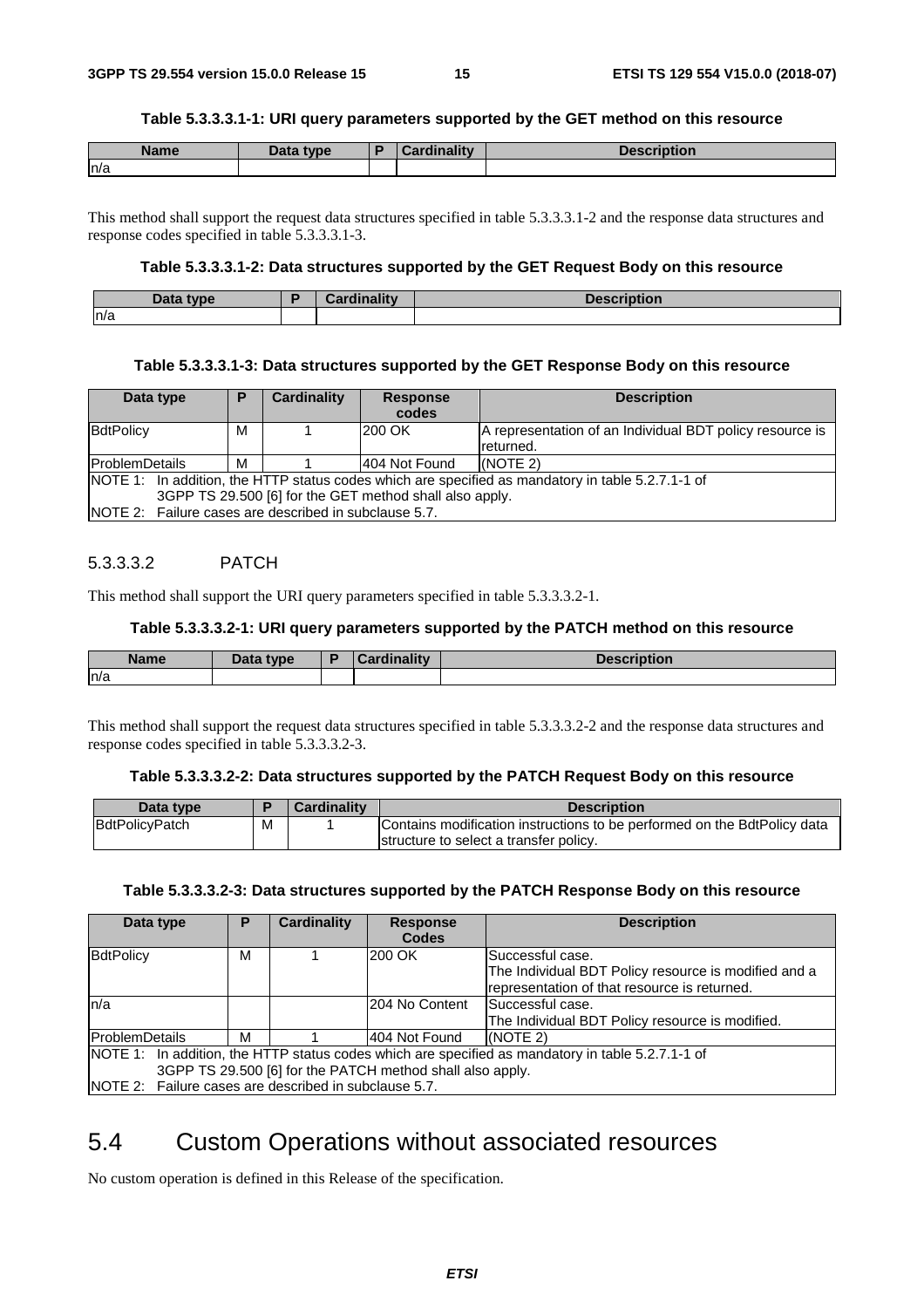**Table 5.3.3.3.1-1: URI query parameters supported by the GET method on this resource**

| Name | Data type | P | Cardinality | Description |
|---|---|---|---|---|
| n/a | | | | |

This method shall support the request data structures specified in table 5.3.3.3.1-2 and the response data structures and response codes specified in table 5.3.3.3.1-3.

**Table 5.3.3.3.1-2: Data structures supported by the GET Request Body on this resource**

| Data type | P | Cardinality | Description |
|---|---|---|---|
| n/a | | | |

**Table 5.3.3.3.1-3: Data structures supported by the GET Response Body on this resource**

| Data type | P | Cardinality | Response codes | Description |
|---|---|---|---|---|
| BdtPolicy | M | 1 | 200 OK | A representation of an Individual BDT policy resource is returned. |
| ProblemDetails | M | 1 | 404 Not Found | (NOTE 2) |
| NOTE 1: In addition, the HTTP status codes which are specified as mandatory in table 5.2.7.1-1 of 3GPP TS 29.500 [6] for the GET method shall also apply.<br>NOTE 2: Failure cases are described in subclause 5.7. | | | | |

#### 5.3.3.3.2 PATCH

This method shall support the URI query parameters specified in table 5.3.3.3.2-1.

**Table 5.3.3.3.2-1: URI query parameters supported by the PATCH method on this resource**

| Name | Data type | P | Cardinality | Description |
|---|---|---|---|---|
| n/a | | | | |

This method shall support the request data structures specified in table 5.3.3.3.2-2 and the response data structures and response codes specified in table 5.3.3.3.2-3.

**Table 5.3.3.3.2-2: Data structures supported by the PATCH Request Body on this resource**

| Data type | P | Cardinality | Description |
|---|---|---|---|
| BdtPolicyPatch | M | 1 | Contains modification instructions to be performed on the BdtPolicy data structure to select a transfer policy. |

**Table 5.3.3.3.2-3: Data structures supported by the PATCH Response Body on this resource**

| Data type | P | Cardinality | Response Codes | Description |
|---|---|---|---|---|
| BdtPolicy | M | 1 | 200 OK | Successful case.<br>The Individual BDT Policy resource is modified and a representation of that resource is returned. |
| n/a | | | 204 No Content | Successful case.<br>The Individual BDT Policy resource is modified. |
| ProblemDetails | M | 1 | 404 Not Found | (NOTE 2) |
| NOTE 1: In addition, the HTTP status codes which are specified as mandatory in table 5.2.7.1-1 of 3GPP TS 29.500 [6] for the PATCH method shall also apply.<br>NOTE 2: Failure cases are described in subclause 5.7. | | | | |

## 5.4 Custom Operations without associated resources

No custom operation is defined in this Release of the specification.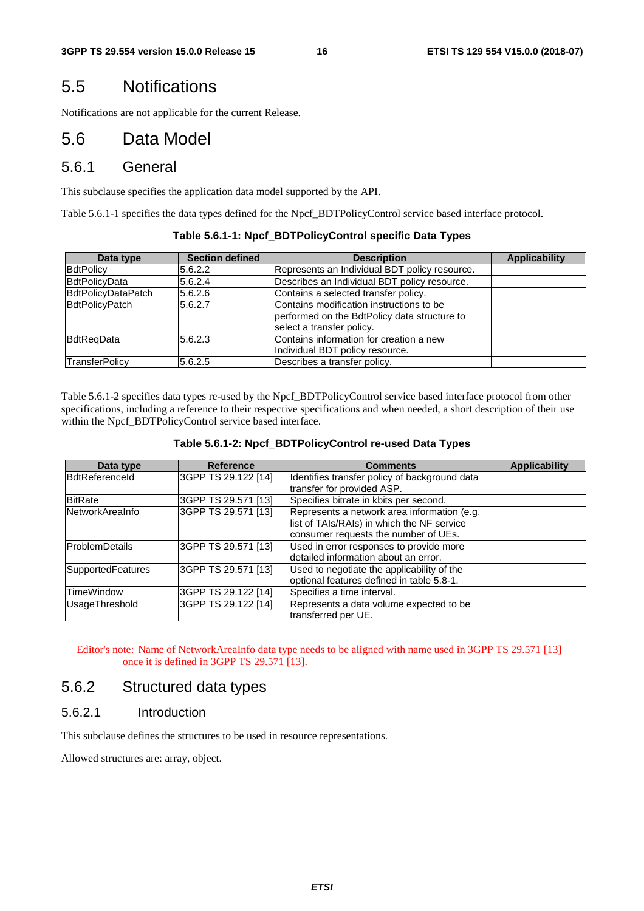## 5.5 Notifications

Notifications are not applicable for the current Release.

## 5.6 Data Model

### 5.6.1 General

This subclause specifies the application data model supported by the API.

Table 5.6.1-1 specifies the data types defined for the Npcf_BDTPolicyControl service based interface protocol.

**Table 5.6.1-1: Npcf_BDTPolicyControl specific Data Types**

| Data type | Section defined | Description | Applicability |
|---|---|---|---|
| BdtPolicy | 5.6.2.2 | Represents an Individual BDT policy resource. | |
| BdtPolicyData | 5.6.2.4 | Describes an Individual BDT policy resource. | |
| BdtPolicyDataPatch | 5.6.2.6 | Contains a selected transfer policy. | |
| BdtPolicyPatch | 5.6.2.7 | Contains modification instructions to be performed on the BdtPolicy data structure to select a transfer policy. | |
| BdtReqData | 5.6.2.3 | Contains information for creation a new Individual BDT policy resource. | |
| TransferPolicy | 5.6.2.5 | Describes a transfer policy. | |

Table 5.6.1-2 specifies data types re-used by the Npcf_BDTPolicyControl service based interface protocol from other specifications, including a reference to their respective specifications and when needed, a short description of their use within the Npcf_BDTPolicyControl service based interface.

**Table 5.6.1-2: Npcf_BDTPolicyControl re-used Data Types**

| Data type | Reference | Comments | Applicability |
|---|---|---|---|
| BdtReferenceId | 3GPP TS 29.122 [14] | Identifies transfer policy of background data transfer for provided ASP. | |
| BitRate | 3GPP TS 29.571 [13] | Specifies bitrate in kbits per second. | |
| NetworkAreaInfo | 3GPP TS 29.571 [13] | Represents a network area information (e.g. list of TAIs/RAIs) in which the NF service consumer requests the number of UEs. | |
| ProblemDetails | 3GPP TS 29.571 [13] | Used in error responses to provide more detailed information about an error. | |
| SupportedFeatures | 3GPP TS 29.571 [13] | Used to negotiate the applicability of the optional features defined in table 5.8-1. | |
| TimeWindow | 3GPP TS 29.122 [14] | Specifies a time interval. | |
| UsageThreshold | 3GPP TS 29.122 [14] | Represents a data volume expected to be transferred per UE. | |

Editor's note: Name of NetworkAreaInfo data type needs to be aligned with name used in 3GPP TS 29.571 [13] once it is defined in 3GPP TS 29.571 [13].

### 5.6.2 Structured data types

#### 5.6.2.1 Introduction

This subclause defines the structures to be used in resource representations.

Allowed structures are: array, object.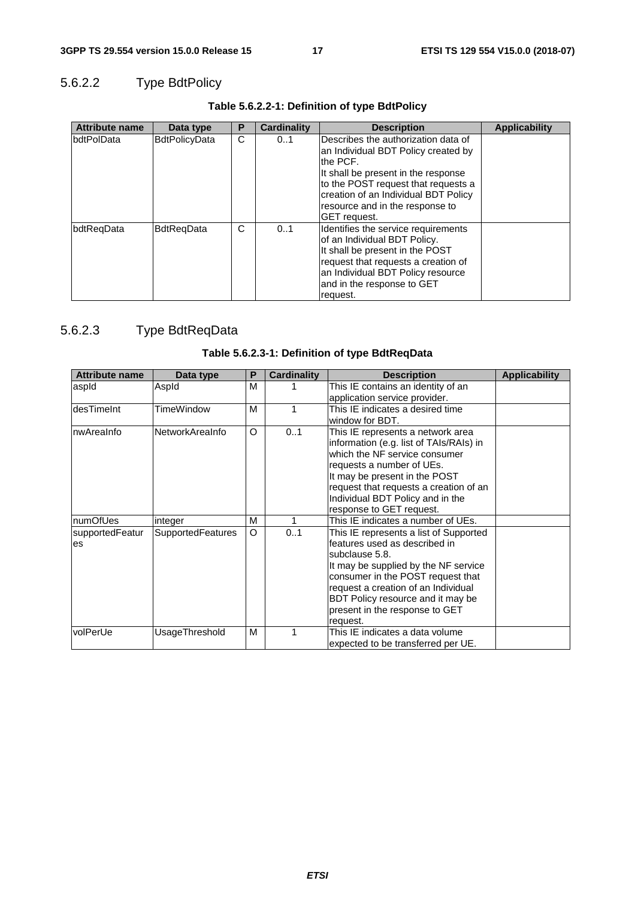### 5.6.2.2 Type BdtPolicy

**Table 5.6.2.2-1: Definition of type BdtPolicy**

| Attribute name | Data type | P | Cardinality | Description | Applicability |
|---|---|---|---|---|---|
| bdtPolData | BdtPolicyData | C | 0..1 | Describes the authorization data of an Individual BDT Policy created by the PCF. It shall be present in the response to the POST request that requests a creation of an Individual BDT Policy resource and in the response to GET request. | |
| bdtReqData | BdtReqData | C | 0..1 | Identifies the service requirements of an Individual BDT Policy. It shall be present in the POST request that requests a creation of an Individual BDT Policy resource and in the response to GET request. | |

### 5.6.2.3 Type BdtReqData

**Table 5.6.2.3-1: Definition of type BdtReqData**

| Attribute name | Data type | P | Cardinality | Description | Applicability |
|---|---|---|---|---|---|
| aspId | AspId | M | 1 | This IE contains an identity of an application service provider. | |
| desTimeInt | TimeWindow | M | 1 | This IE indicates a desired time window for BDT. | |
| nwAreaInfo | NetworkAreaInfo | O | 0..1 | This IE represents a network area information (e.g. list of TAIs/RAIs) in which the NF service consumer requests a number of UEs. It may be present in the POST request that requests a creation of an Individual BDT Policy and in the response to GET request. | |
| numOfUes | integer | M | 1 | This IE indicates a number of UEs. | |
| supportedFeatures | SupportedFeatures | O | 0..1 | This IE represents a list of Supported features used as described in subclause 5.8. It may be supplied by the NF service consumer in the POST request that request a creation of an Individual BDT Policy resource and it may be present in the response to GET request. | |
| volPerUe | UsageThreshold | M | 1 | This IE indicates a data volume expected to be transferred per UE. | |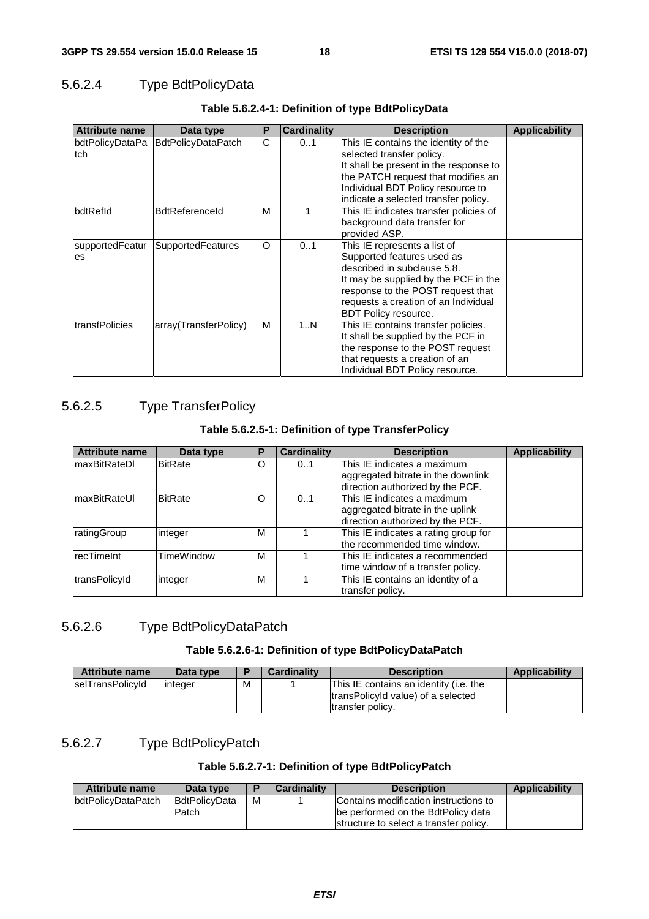#### 5.6.2.4 Type BdtPolicyData

**Table 5.6.2.4-1: Definition of type BdtPolicyData**

| Attribute name | Data type | P | Cardinality | Description | Applicability |
|---|---|---|---|---|---|
| bdtPolicyDataPatch | BdtPolicyDataPatch | C | 0..1 | This IE contains the identity of the selected transfer policy.<br>It shall be present in the response to the PATCH request that modifies an Individual BDT Policy resource to indicate a selected transfer policy. | |
| bdtRefId | BdtReferenceId | M | 1 | This IE indicates transfer policies of background data transfer for provided ASP. | |
| supportedFeatures | SupportedFeatures | O | 0..1 | This IE represents a list of Supported features used as described in subclause 5.8.<br>It may be supplied by the PCF in the response to the POST request that requests a creation of an Individual BDT Policy resource. | |
| transfPolicies | array(TransferPolicy) | M | 1..N | This IE contains transfer policies.<br>It shall be supplied by the PCF in the response to the POST request that requests a creation of an Individual BDT Policy resource. | |

#### 5.6.2.5 Type TransferPolicy

**Table 5.6.2.5-1: Definition of type TransferPolicy**

| Attribute name | Data type | P | Cardinality | Description | Applicability |
|---|---|---|---|---|---|
| maxBitRateDl | BitRate | O | 0..1 | This IE indicates a maximum aggregated bitrate in the downlink direction authorized by the PCF. | |
| maxBitRateUl | BitRate | O | 0..1 | This IE indicates a maximum aggregated bitrate in the uplink direction authorized by the PCF. | |
| ratingGroup | integer | M | 1 | This IE indicates a rating group for the recommended time window. | |
| recTimeInt | TimeWindow | M | 1 | This IE indicates a recommended time window of a transfer policy. | |
| transPolicyId | integer | M | 1 | This IE contains an identity of a transfer policy. | |

#### 5.6.2.6 Type BdtPolicyDataPatch

**Table 5.6.2.6-1: Definition of type BdtPolicyDataPatch**

| Attribute name | Data type | P | Cardinality | Description | Applicability |
|---|---|---|---|---|---|
| selTransPolicyId | integer | M | 1 | This IE contains an identity (i.e. the transPolicyId value) of a selected transfer policy. | |

#### 5.6.2.7 Type BdtPolicyPatch

**Table 5.6.2.7-1: Definition of type BdtPolicyPatch**

| Attribute name | Data type | P | Cardinality | Description | Applicability |
|---|---|---|---|---|---|
| bdtPolicyDataPatch | BdtPolicyDataPatch | M | 1 | Contains modification instructions to be performed on the BdtPolicy data structure to select a transfer policy. | |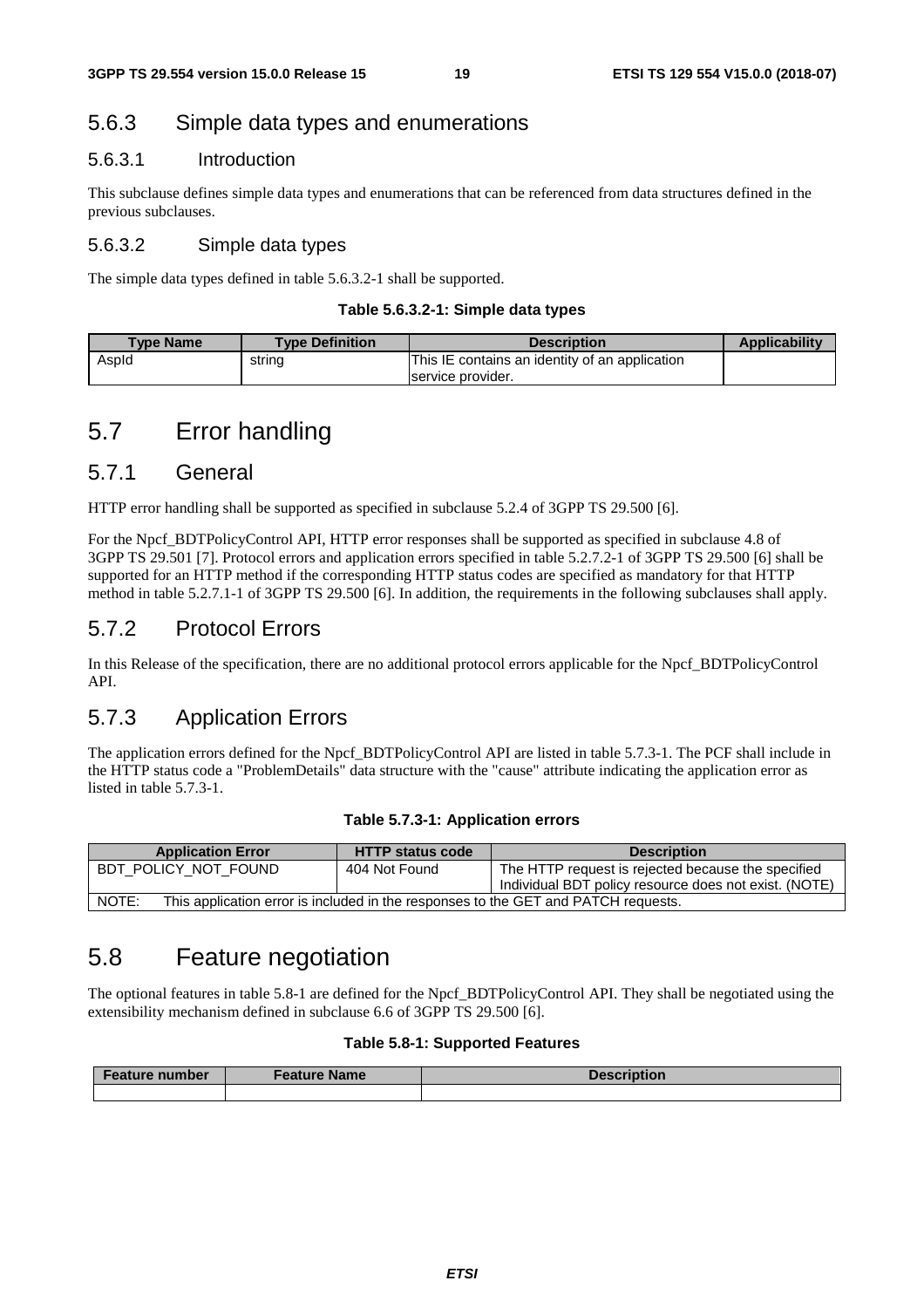### 5.6.3 Simple data types and enumerations

#### 5.6.3.1 Introduction

This subclause defines simple data types and enumerations that can be referenced from data structures defined in the previous subclauses.

#### 5.6.3.2 Simple data types

The simple data types defined in table 5.6.3.2-1 shall be supported.

**Table 5.6.3.2-1: Simple data types**

| Type Name | Type Definition | Description | Applicability |
| --- | --- | --- | --- |
| AspId | string | This IE contains an identity of an application service provider. | |

## 5.7 Error handling

### 5.7.1 General

HTTP error handling shall be supported as specified in subclause 5.2.4 of 3GPP TS 29.500 [6].

For the Npcf_BDTPolicyControl API, HTTP error responses shall be supported as specified in subclause 4.8 of 3GPP TS 29.501 [7]. Protocol errors and application errors specified in table 5.2.7.2-1 of 3GPP TS 29.500 [6] shall be supported for an HTTP method if the corresponding HTTP status codes are specified as mandatory for that HTTP method in table 5.2.7.1-1 of 3GPP TS 29.500 [6]. In addition, the requirements in the following subclauses shall apply.

### 5.7.2 Protocol Errors

In this Release of the specification, there are no additional protocol errors applicable for the Npcf_BDTPolicyControl API.

### 5.7.3 Application Errors

The application errors defined for the Npcf_BDTPolicyControl API are listed in table 5.7.3-1. The PCF shall include in the HTTP status code a "ProblemDetails" data structure with the "cause" attribute indicating the application error as listed in table 5.7.3-1.

**Table 5.7.3-1: Application errors**

| Application Error | HTTP status code | Description |
| --- | --- | --- |
| BDT_POLICY_NOT_FOUND | 404 Not Found | The HTTP request is rejected because the specified Individual BDT policy resource does not exist. (NOTE) |
| NOTE: This application error is included in the responses to the GET and PATCH requests. | | |

## 5.8 Feature negotiation

The optional features in table 5.8-1 are defined for the Npcf_BDTPolicyControl API. They shall be negotiated using the extensibility mechanism defined in subclause 6.6 of 3GPP TS 29.500 [6].

**Table 5.8-1: Supported Features**

| Feature number | Feature Name | Description |
| --- | --- | --- |
| | | |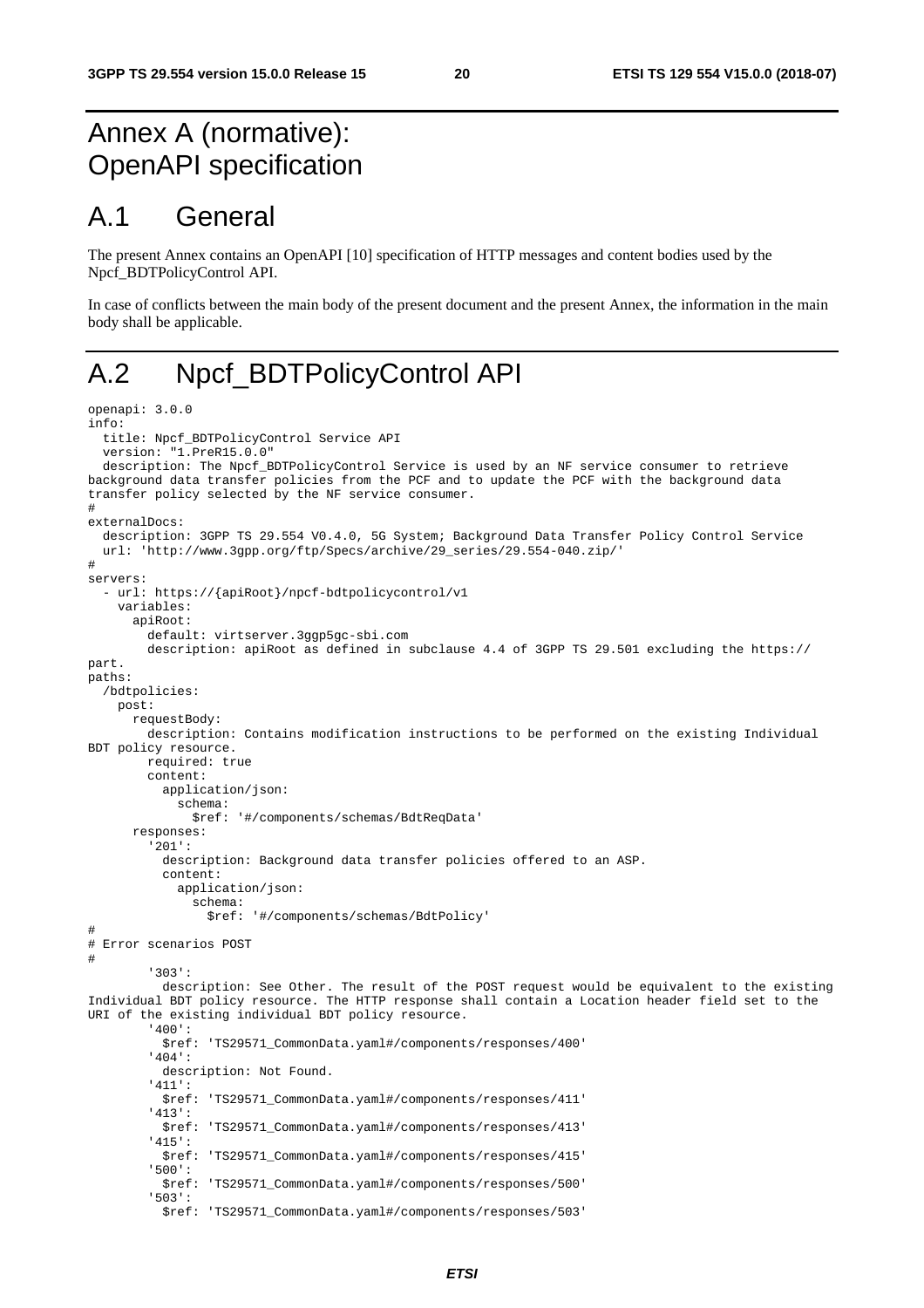# Annex A (normative): OpenAPI specification

# A.1 General

The present Annex contains an OpenAPI [10] specification of HTTP messages and content bodies used by the Npcf_BDTPolicyControl API.

In case of conflicts between the main body of the present document and the present Annex, the information in the main body shall be applicable.

# A.2 Npcf_BDTPolicyControl API

```
openapi: 3.0.0
info:
  title: Npcf_BDTPolicyControl Service API
  version: "1.PreR15.0.0"
  description: The Npcf_BDTPolicyControl Service is used by an NF service consumer to retrieve
background data transfer policies from the PCF and to update the PCF with the background data
transfer policy selected by the NF service consumer.
#
externalDocs:
  description: 3GPP TS 29.554 V0.4.0, 5G System; Background Data Transfer Policy Control Service
  url: 'http://www.3gpp.org/ftp/Specs/archive/29_series/29.554-040.zip/'
#
servers:
  - url: https://{apiRoot}/npcf-bdtpolicycontrol/v1
    variables:
      apiRoot:
        default: virtserver.3ggp5gc-sbi.com
        description: apiRoot as defined in subclause 4.4 of 3GPP TS 29.501 excluding the https://
part.
paths:
  /bdtpolicies:
    post:
      requestBody:
        description: Contains modification instructions to be performed on the existing Individual
BDT policy resource.
        required: true
        content:
          application/json:
            schema:
              $ref: '#/components/schemas/BdtReqData'
      responses:
        '201':
          description: Background data transfer policies offered to an ASP.
          content:
            application/json:
              schema:
                $ref: '#/components/schemas/BdtPolicy'
#
# Error scenarios POST
#
        '303':
          description: See Other. The result of the POST request would be equivalent to the existing
Individual BDT policy resource. The HTTP response shall contain a Location header field set to the
URI of the existing individual BDT policy resource.
        '400':
          $ref: 'TS29571_CommonData.yaml#/components/responses/400'
        '404':
          description: Not Found.
        '411':
          $ref: 'TS29571_CommonData.yaml#/components/responses/411'
        '413':
          $ref: 'TS29571_CommonData.yaml#/components/responses/413'
        '415':
          $ref: 'TS29571_CommonData.yaml#/components/responses/415'
        '500':
          $ref: 'TS29571_CommonData.yaml#/components/responses/500'
        '503':
          $ref: 'TS29571_CommonData.yaml#/components/responses/503'
```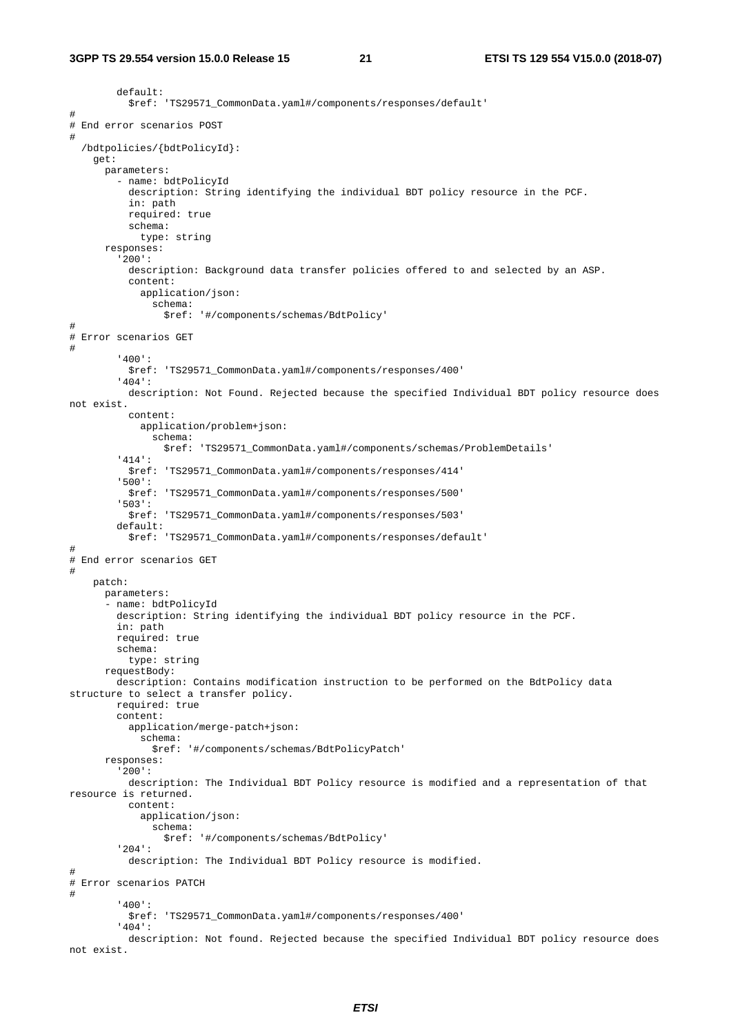```
        default:
          $ref: 'TS29571_CommonData.yaml#/components/responses/default'
#
# End error scenarios POST
#
  /bdtpolicies/{bdtPolicyId}:
    get:
      parameters:
        - name: bdtPolicyId
          description: String identifying the individual BDT policy resource in the PCF.
          in: path
          required: true
          schema:
            type: string
      responses:
        '200':
          description: Background data transfer policies offered to and selected by an ASP.
          content:
            application/json:
              schema:
                $ref: '#/components/schemas/BdtPolicy'
#
# Error scenarios GET
#
        '400':
          $ref: 'TS29571_CommonData.yaml#/components/responses/400'
        '404':
          description: Not Found. Rejected because the specified Individual BDT policy resource does 
not exist.
          content:
            application/problem+json:
              schema:
                $ref: 'TS29571_CommonData.yaml#/components/schemas/ProblemDetails'
        '414':
          $ref: 'TS29571_CommonData.yaml#/components/responses/414'
        '500':
          $ref: 'TS29571_CommonData.yaml#/components/responses/500'
        '503':
          $ref: 'TS29571_CommonData.yaml#/components/responses/503'
        default:
          $ref: 'TS29571_CommonData.yaml#/components/responses/default'
#
# End error scenarios GET
#
    patch:
      parameters:
      - name: bdtPolicyId
        description: String identifying the individual BDT policy resource in the PCF.
        in: path
        required: true
        schema:
          type: string
      requestBody:
        description: Contains modification instruction to be performed on the BdtPolicy data 
structure to select a transfer policy.
        required: true
        content:
          application/merge-patch+json:
            schema:
              $ref: '#/components/schemas/BdtPolicyPatch'
      responses:
        '200':
          description: The Individual BDT Policy resource is modified and a representation of that 
resource is returned.
          content:
            application/json:
              schema:
                $ref: '#/components/schemas/BdtPolicy'
        '204':
          description: The Individual BDT Policy resource is modified.
#
# Error scenarios PATCH
#
        '400':
          $ref: 'TS29571_CommonData.yaml#/components/responses/400'
        '404':
          description: Not found. Rejected because the specified Individual BDT policy resource does 
not exist.
```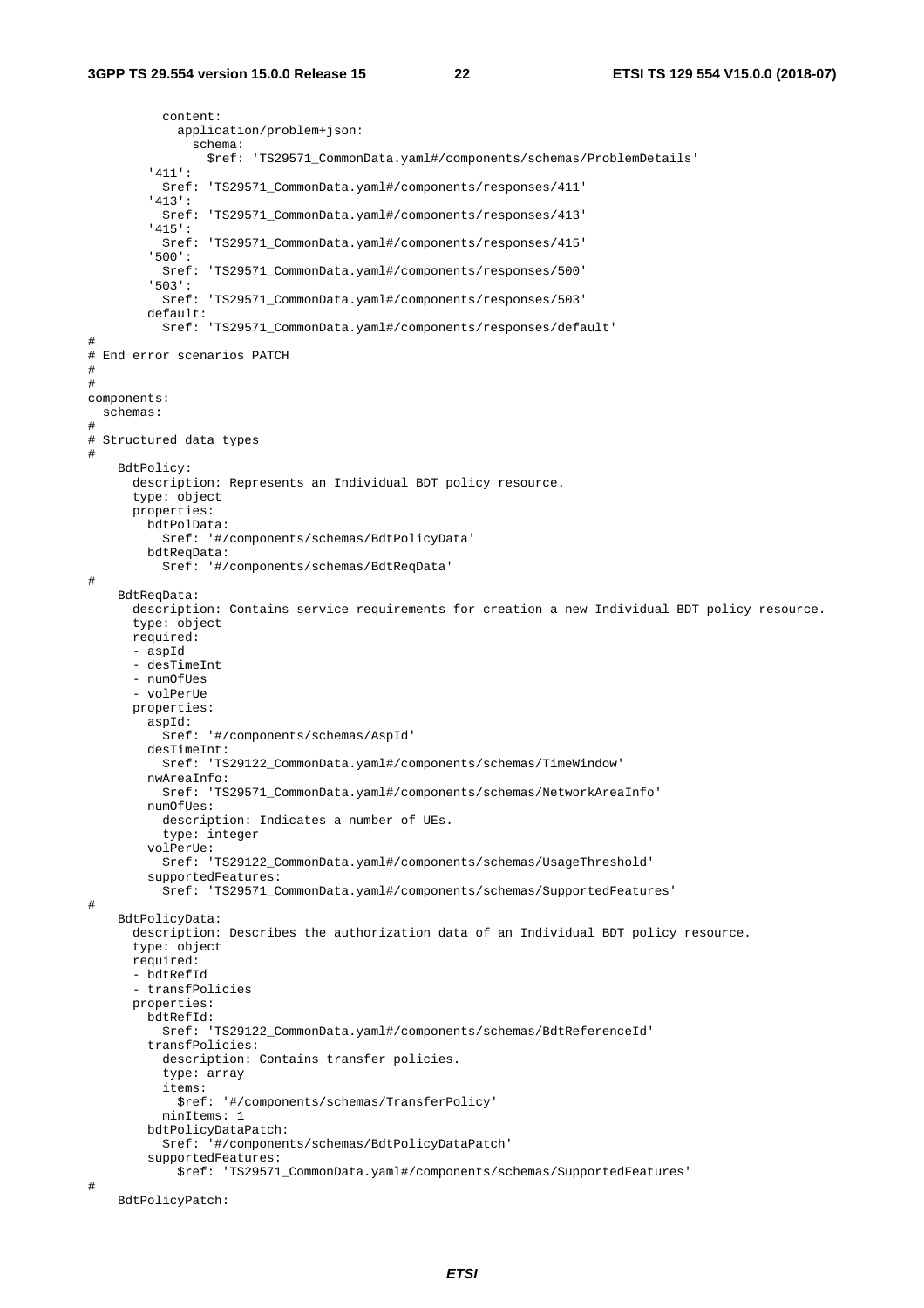```
          content:
            application/problem+json:
              schema:
                $ref: 'TS29571_CommonData.yaml#/components/schemas/ProblemDetails'
        '411':
          $ref: 'TS29571_CommonData.yaml#/components/responses/411'
        '413':
          $ref: 'TS29571_CommonData.yaml#/components/responses/413'
        '415':
          $ref: 'TS29571_CommonData.yaml#/components/responses/415'
        '500':
          $ref: 'TS29571_CommonData.yaml#/components/responses/500'
        '503':
          $ref: 'TS29571_CommonData.yaml#/components/responses/503'
        default:
          $ref: 'TS29571_CommonData.yaml#/components/responses/default'
#
# End error scenarios PATCH
#
#
components:
  schemas:
#
# Structured data types
#
    BdtPolicy:
      description: Represents an Individual BDT policy resource.
      type: object
      properties:
        bdtPolData:
          $ref: '#/components/schemas/BdtPolicyData'
        bdtReqData:
          $ref: '#/components/schemas/BdtReqData'
#
    BdtReqData:
      description: Contains service requirements for creation a new Individual BDT policy resource.
      type: object
      required:
      - aspId
      - desTimeInt
      - numOfUes
      - volPerUe
      properties:
        aspId:
          $ref: '#/components/schemas/AspId'
        desTimeInt:
          $ref: 'TS29122_CommonData.yaml#/components/schemas/TimeWindow'
        nwAreaInfo:
          $ref: 'TS29571_CommonData.yaml#/components/schemas/NetworkAreaInfo'
        numOfUes:
          description: Indicates a number of UEs.
          type: integer
        volPerUe:
          $ref: 'TS29122_CommonData.yaml#/components/schemas/UsageThreshold'
        supportedFeatures:
          $ref: 'TS29571_CommonData.yaml#/components/schemas/SupportedFeatures'
#
    BdtPolicyData:
      description: Describes the authorization data of an Individual BDT policy resource.
      type: object
      required:
      - bdtRefId
      - transfPolicies
      properties:
        bdtRefId:
          $ref: 'TS29122_CommonData.yaml#/components/schemas/BdtReferenceId'
        transfPolicies:
          description: Contains transfer policies.
          type: array
          items:
            $ref: '#/components/schemas/TransferPolicy'
          minItems: 1
        bdtPolicyDataPatch:
          $ref: '#/components/schemas/BdtPolicyDataPatch'
        supportedFeatures:
            $ref: 'TS29571_CommonData.yaml#/components/schemas/SupportedFeatures'
#
    BdtPolicyPatch:
```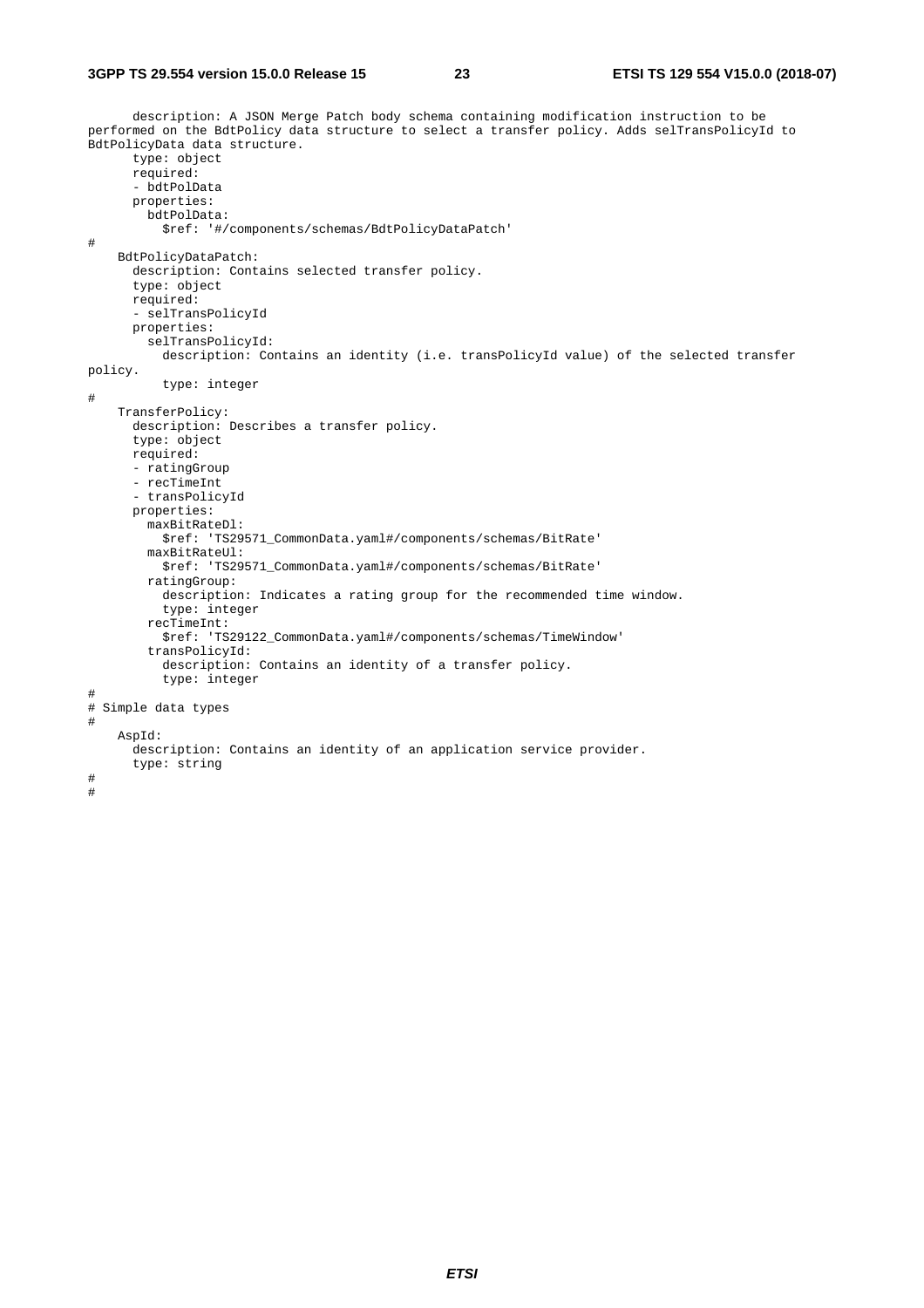```
      description: A JSON Merge Patch body schema containing modification instruction to be
performed on the BdtPolicy data structure to select a transfer policy. Adds selTransPolicyId to
BdtPolicyData data structure.
      type: object
      required:
      - bdtPolData
      properties:
        bdtPolData:
          $ref: '#/components/schemas/BdtPolicyDataPatch'
#
    BdtPolicyDataPatch:
      description: Contains selected transfer policy.
      type: object
      required:
      - selTransPolicyId
      properties:
        selTransPolicyId:
          description: Contains an identity (i.e. transPolicyId value) of the selected transfer
policy.
          type: integer
#
    TransferPolicy:
      description: Describes a transfer policy.
      type: object
      required:
      - ratingGroup
      - recTimeInt
      - transPolicyId
      properties:
        maxBitRateDl:
          $ref: 'TS29571_CommonData.yaml#/components/schemas/BitRate'
        maxBitRateUl:
          $ref: 'TS29571_CommonData.yaml#/components/schemas/BitRate'
        ratingGroup:
          description: Indicates a rating group for the recommended time window.
          type: integer
        recTimeInt:
          $ref: 'TS29122_CommonData.yaml#/components/schemas/TimeWindow'
        transPolicyId:
          description: Contains an identity of a transfer policy.
          type: integer
#
# Simple data types
#
    AspId:
      description: Contains an identity of an application service provider.
      type: string
#
#
```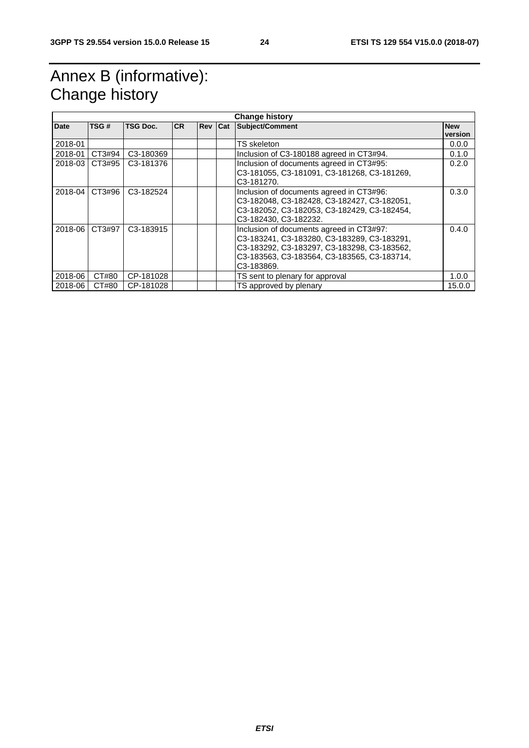# Annex B (informative): Change history

| Change history | | | | | | | |
|---|---|---|---|---|---|---|---|
| **Date** | **TSG #** | **TSG Doc.** | **CR** | **Rev** | **Cat** | **Subject/Comment** | **New version** |
| 2018-01 | | | | | | TS skeleton | 0.0.0 |
| 2018-01 | CT3#94 | C3-180369 | | | | Inclusion of C3-180188 agreed in CT3#94. | 0.1.0 |
| 2018-03 | CT3#95 | C3-181376 | | | | Inclusion of documents agreed in CT3#95: C3-181055, C3-181091, C3-181268, C3-181269, C3-181270. | 0.2.0 |
| 2018-04 | CT3#96 | C3-182524 | | | | Inclusion of documents agreed in CT3#96: C3-182048, C3-182428, C3-182427, C3-182051, C3-182052, C3-182053, C3-182429, C3-182454, C3-182430, C3-182232. | 0.3.0 |
| 2018-06 | CT3#97 | C3-183915 | | | | Inclusion of documents agreed in CT3#97: C3-183241, C3-183280, C3-183289, C3-183291, C3-183292, C3-183297, C3-183298, C3-183562, C3-183563, C3-183564, C3-183565, C3-183714, C3-183869. | 0.4.0 |
| 2018-06 | CT#80 | CP-181028 | | | | TS sent to plenary for approval | 1.0.0 |
| 2018-06 | CT#80 | CP-181028 | | | | TS approved by plenary | 15.0.0 |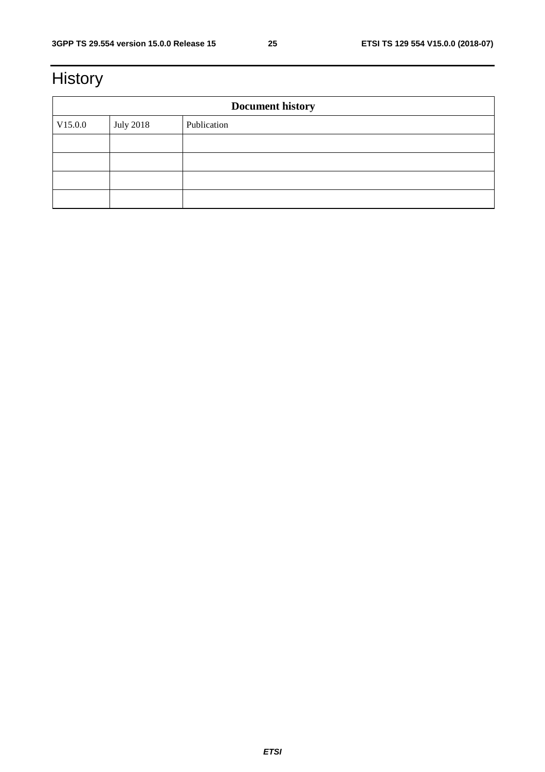# History

| Document history | | |
|---|---|---|
| V15.0.0 | July 2018 | Publication |
| | | |
| | | |
| | | |
| | | |